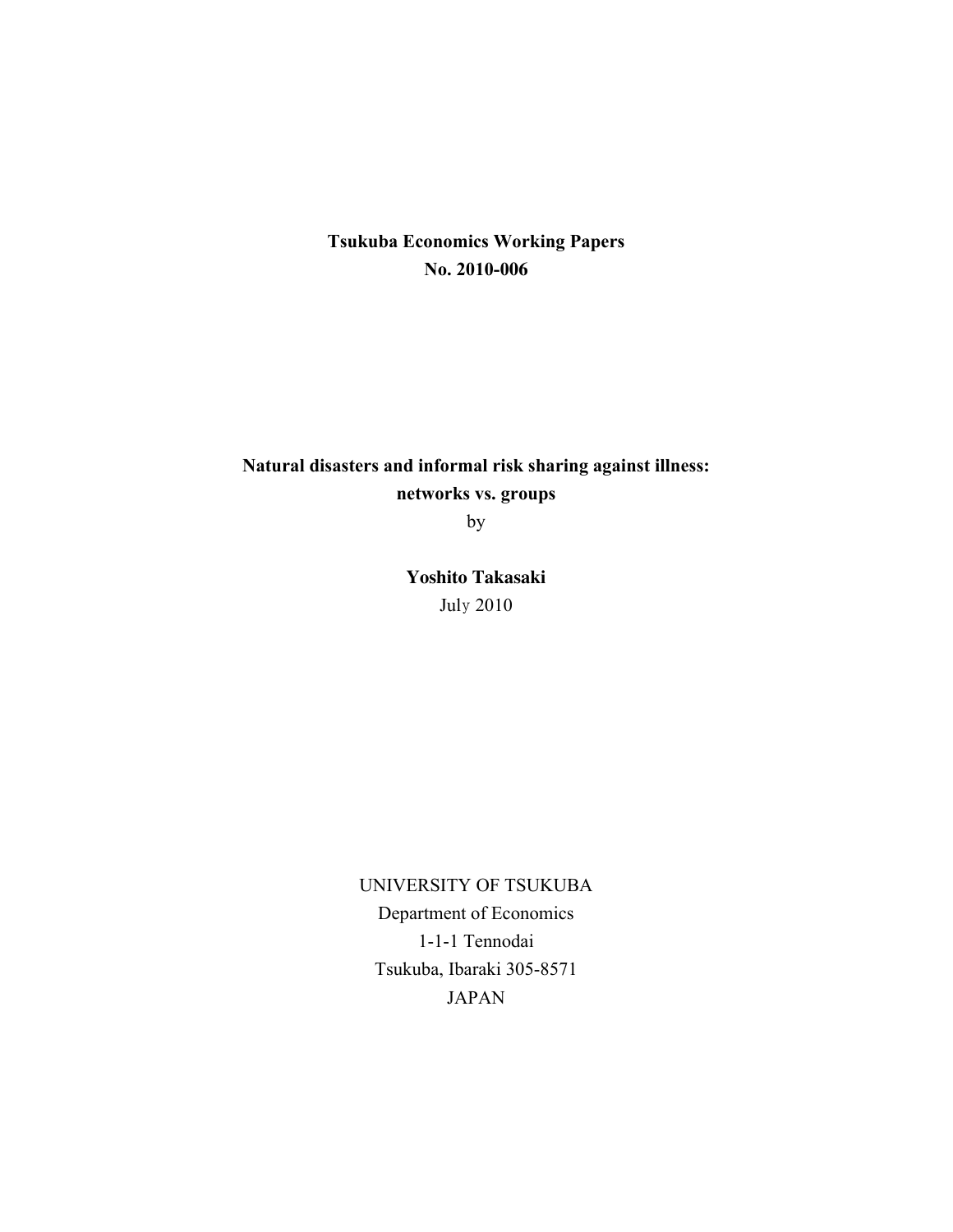**Tsukuba Economics Working Papers**
**No. 2010-006**

# Natural disasters and informal risk sharing against illness: networks vs. groups

by

**Yoshito Takasaki**

July 2010

UNIVERSITY OF TSUKUBA
Department of Economics
1-1-1 Tennodai
Tsukuba, Ibaraki 305-8571
JAPAN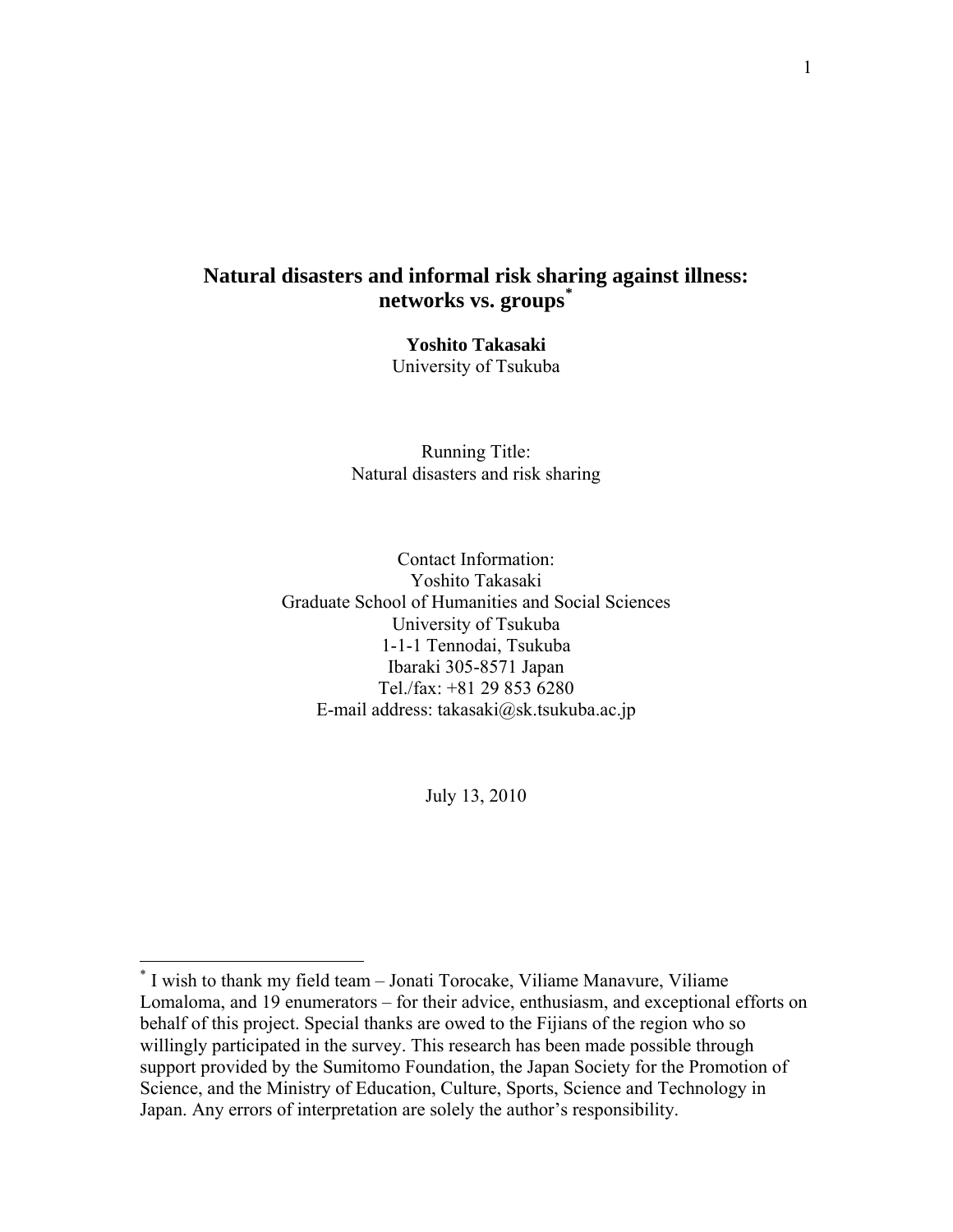# Natural disasters and informal risk sharing against illness: networks vs. groups*

**Yoshito Takasaki**
University of Tsukuba

Running Title:
Natural disasters and risk sharing

Contact Information:
Yoshito Takasaki
Graduate School of Humanities and Social Sciences
University of Tsukuba
1-1-1 Tennodai, Tsukuba
Ibaraki 305-8571 Japan
Tel./fax: +81 29 853 6280
E-mail address: takasaki@sk.tsukuba.ac.jp

July 13, 2010

* I wish to thank my field team – Jonati Torocake, Viliame Manavure, Viliame Lomaloma, and 19 enumerators – for their advice, enthusiasm, and exceptional efforts on behalf of this project. Special thanks are owed to the Fijians of the region who so willingly participated in the survey. This research has been made possible through support provided by the Sumitomo Foundation, the Japan Society for the Promotion of Science, and the Ministry of Education, Culture, Sports, Science and Technology in Japan. Any errors of interpretation are solely the author's responsibility.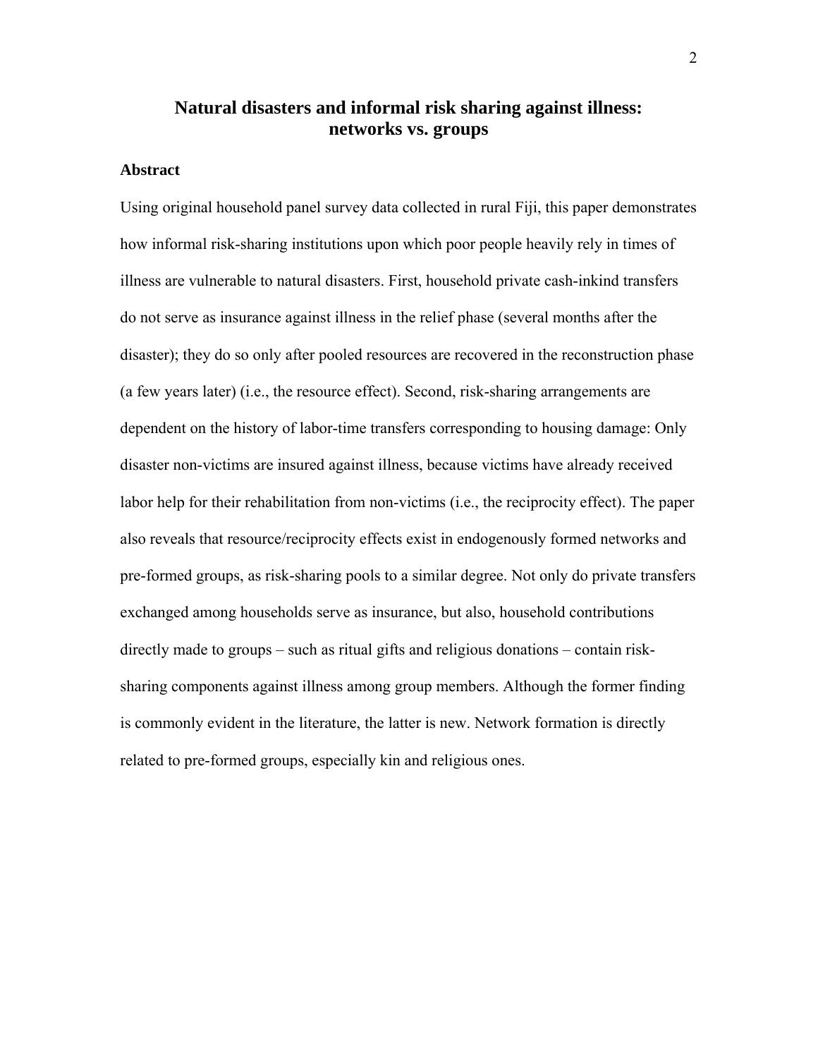# Natural disasters and informal risk sharing against illness: networks vs. groups

## Abstract

Using original household panel survey data collected in rural Fiji, this paper demonstrates how informal risk-sharing institutions upon which poor people heavily rely in times of illness are vulnerable to natural disasters. First, household private cash-inkind transfers do not serve as insurance against illness in the relief phase (several months after the disaster); they do so only after pooled resources are recovered in the reconstruction phase (a few years later) (i.e., the resource effect). Second, risk-sharing arrangements are dependent on the history of labor-time transfers corresponding to housing damage: Only disaster non-victims are insured against illness, because victims have already received labor help for their rehabilitation from non-victims (i.e., the reciprocity effect). The paper also reveals that resource/reciprocity effects exist in endogenously formed networks and pre-formed groups, as risk-sharing pools to a similar degree. Not only do private transfers exchanged among households serve as insurance, but also, household contributions directly made to groups – such as ritual gifts and religious donations – contain risk-sharing components against illness among group members. Although the former finding is commonly evident in the literature, the latter is new. Network formation is directly related to pre-formed groups, especially kin and religious ones.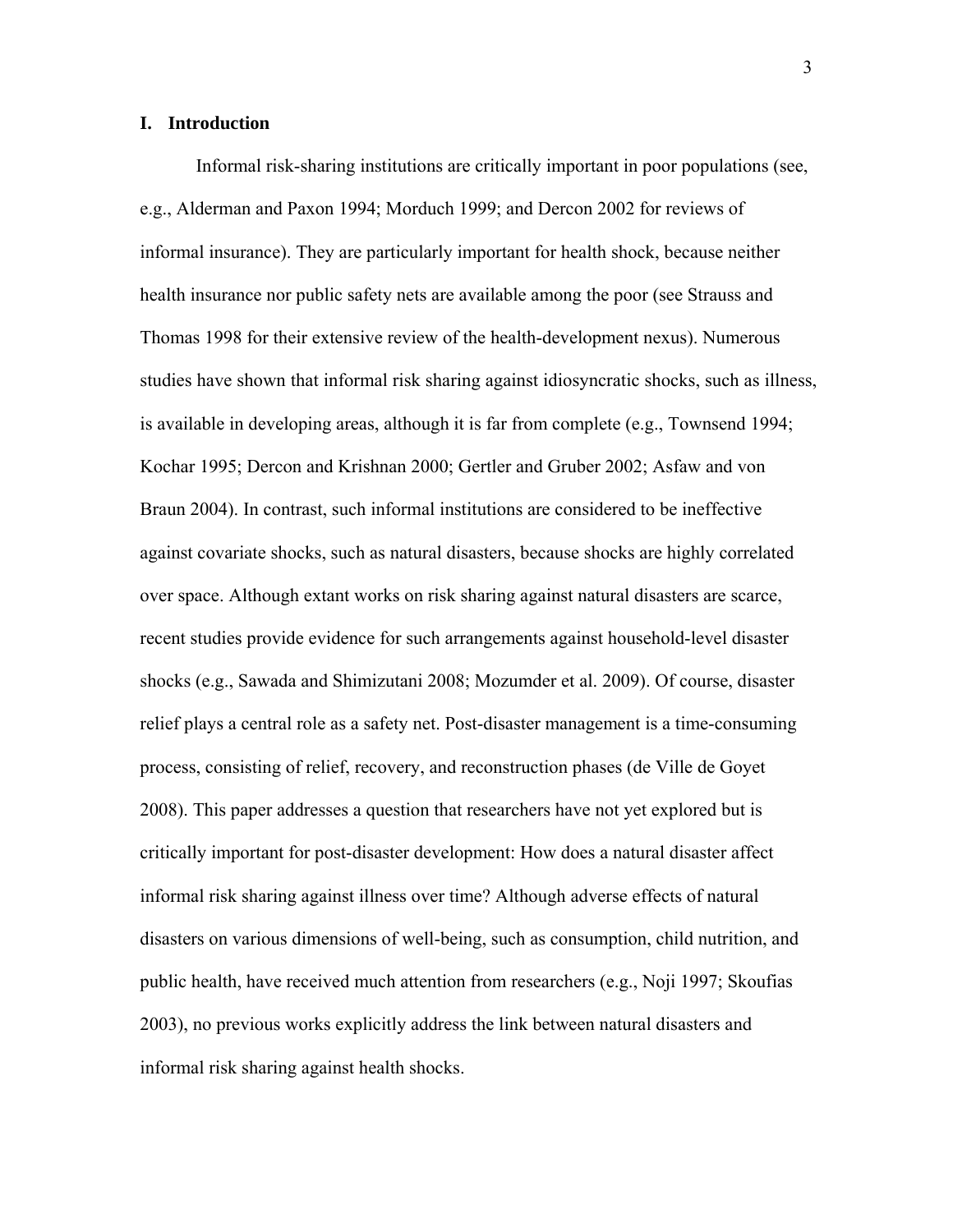## I. Introduction

Informal risk-sharing institutions are critically important in poor populations (see, e.g., Alderman and Paxon 1994; Morduch 1999; and Dercon 2002 for reviews of informal insurance). They are particularly important for health shock, because neither health insurance nor public safety nets are available among the poor (see Strauss and Thomas 1998 for their extensive review of the health-development nexus). Numerous studies have shown that informal risk sharing against idiosyncratic shocks, such as illness, is available in developing areas, although it is far from complete (e.g., Townsend 1994; Kochar 1995; Dercon and Krishnan 2000; Gertler and Gruber 2002; Asfaw and von Braun 2004). In contrast, such informal institutions are considered to be ineffective against covariate shocks, such as natural disasters, because shocks are highly correlated over space. Although extant works on risk sharing against natural disasters are scarce, recent studies provide evidence for such arrangements against household-level disaster shocks (e.g., Sawada and Shimizutani 2008; Mozumder et al. 2009). Of course, disaster relief plays a central role as a safety net. Post-disaster management is a time-consuming process, consisting of relief, recovery, and reconstruction phases (de Ville de Goyet 2008). This paper addresses a question that researchers have not yet explored but is critically important for post-disaster development: How does a natural disaster affect informal risk sharing against illness over time? Although adverse effects of natural disasters on various dimensions of well-being, such as consumption, child nutrition, and public health, have received much attention from researchers (e.g., Noji 1997; Skoufias 2003), no previous works explicitly address the link between natural disasters and informal risk sharing against health shocks.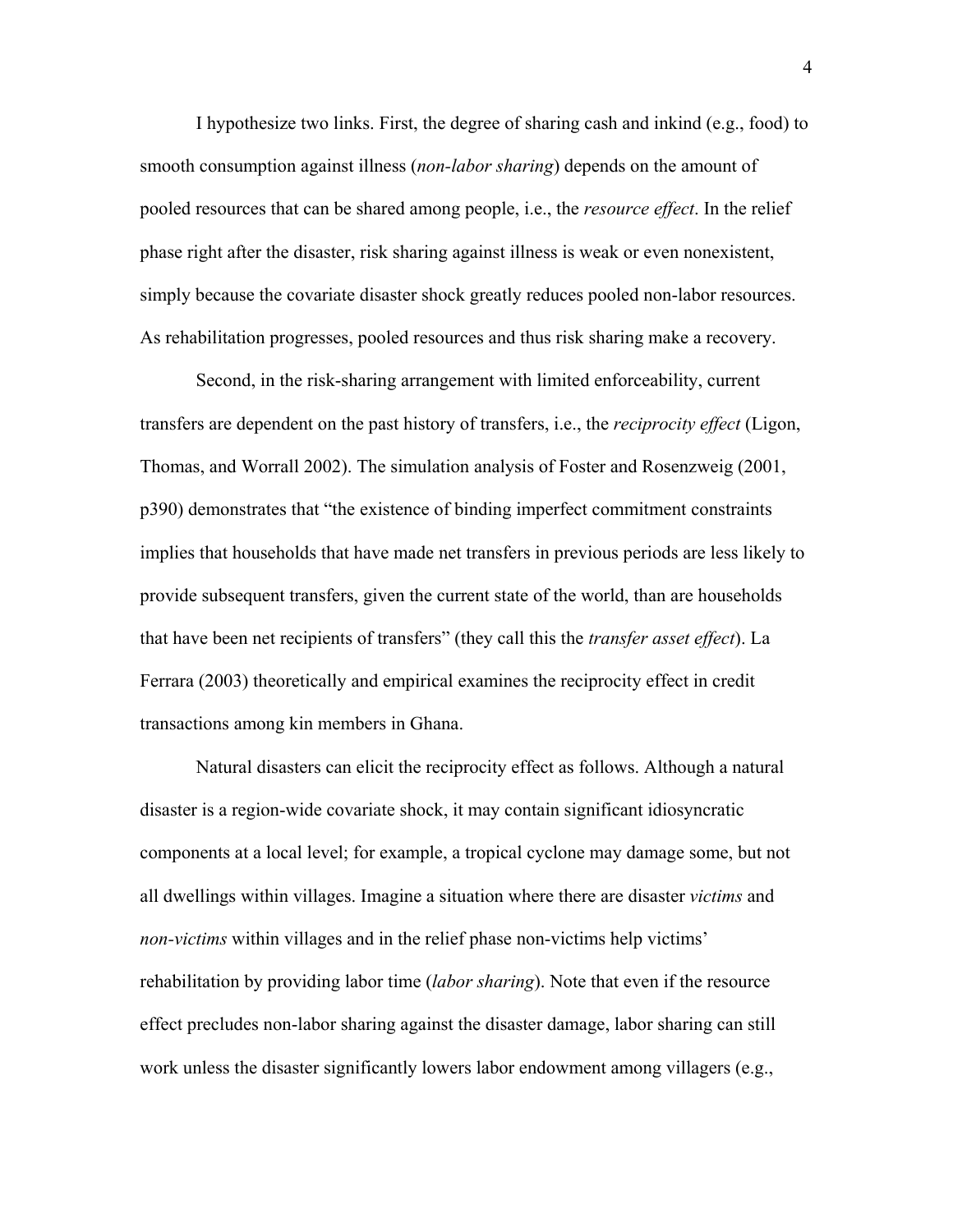I hypothesize two links. First, the degree of sharing cash and inkind (e.g., food) to smooth consumption against illness (*non-labor sharing*) depends on the amount of pooled resources that can be shared among people, i.e., the *resource effect*. In the relief phase right after the disaster, risk sharing against illness is weak or even nonexistent, simply because the covariate disaster shock greatly reduces pooled non-labor resources. As rehabilitation progresses, pooled resources and thus risk sharing make a recovery.

Second, in the risk-sharing arrangement with limited enforceability, current transfers are dependent on the past history of transfers, i.e., the *reciprocity effect* (Ligon, Thomas, and Worrall 2002). The simulation analysis of Foster and Rosenzweig (2001, p390) demonstrates that "the existence of binding imperfect commitment constraints implies that households that have made net transfers in previous periods are less likely to provide subsequent transfers, given the current state of the world, than are households that have been net recipients of transfers" (they call this the *transfer asset effect*). La Ferrara (2003) theoretically and empirical examines the reciprocity effect in credit transactions among kin members in Ghana.

Natural disasters can elicit the reciprocity effect as follows. Although a natural disaster is a region-wide covariate shock, it may contain significant idiosyncratic components at a local level; for example, a tropical cyclone may damage some, but not all dwellings within villages. Imagine a situation where there are disaster *victims* and *non-victims* within villages and in the relief phase non-victims help victims' rehabilitation by providing labor time (*labor sharing*). Note that even if the resource effect precludes non-labor sharing against the disaster damage, labor sharing can still work unless the disaster significantly lowers labor endowment among villagers (e.g.,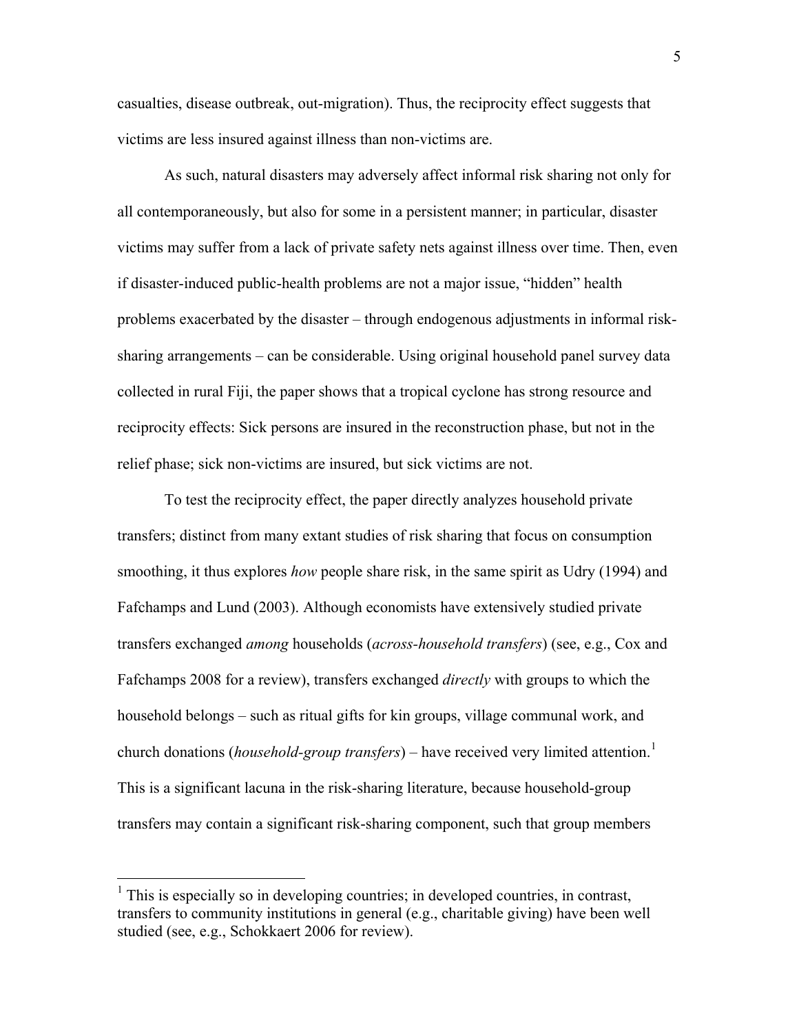casualties, disease outbreak, out-migration). Thus, the reciprocity effect suggests that victims are less insured against illness than non-victims are.

As such, natural disasters may adversely affect informal risk sharing not only for all contemporaneously, but also for some in a persistent manner; in particular, disaster victims may suffer from a lack of private safety nets against illness over time. Then, even if disaster-induced public-health problems are not a major issue, "hidden" health problems exacerbated by the disaster – through endogenous adjustments in informal risk-sharing arrangements – can be considerable. Using original household panel survey data collected in rural Fiji, the paper shows that a tropical cyclone has strong resource and reciprocity effects: Sick persons are insured in the reconstruction phase, but not in the relief phase; sick non-victims are insured, but sick victims are not.

To test the reciprocity effect, the paper directly analyzes household private transfers; distinct from many extant studies of risk sharing that focus on consumption smoothing, it thus explores *how* people share risk, in the same spirit as Udry (1994) and Fafchamps and Lund (2003). Although economists have extensively studied private transfers exchanged *among* households (*across-household transfers*) (see, e.g., Cox and Fafchamps 2008 for a review), transfers exchanged *directly* with groups to which the household belongs – such as ritual gifts for kin groups, village communal work, and church donations (*household-group transfers*) – have received very limited attention.[1] This is a significant lacuna in the risk-sharing literature, because household-group transfers may contain a significant risk-sharing component, such that group members

[1] This is especially so in developing countries; in developed countries, in contrast, transfers to community institutions in general (e.g., charitable giving) have been well studied (see, e.g., Schokkaert 2006 for review).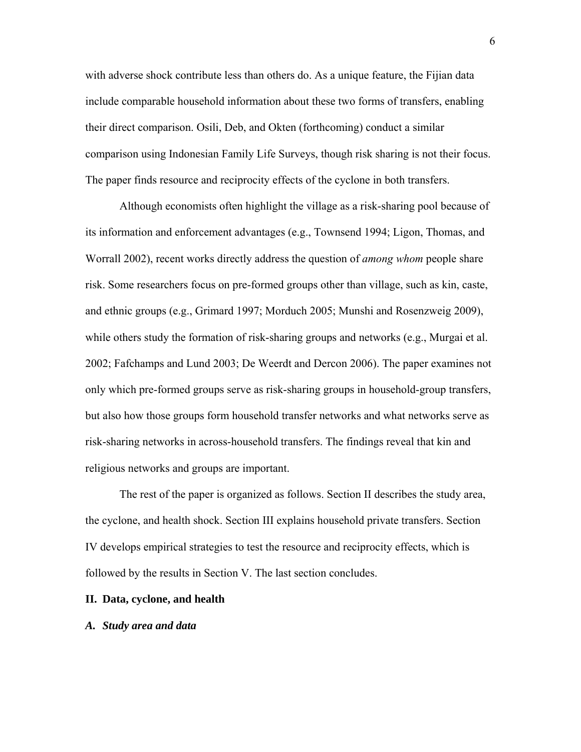with adverse shock contribute less than others do. As a unique feature, the Fijian data include comparable household information about these two forms of transfers, enabling their direct comparison. Osili, Deb, and Okten (forthcoming) conduct a similar comparison using Indonesian Family Life Surveys, though risk sharing is not their focus. The paper finds resource and reciprocity effects of the cyclone in both transfers.

Although economists often highlight the village as a risk-sharing pool because of its information and enforcement advantages (e.g., Townsend 1994; Ligon, Thomas, and Worrall 2002), recent works directly address the question of *among whom* people share risk. Some researchers focus on pre-formed groups other than village, such as kin, caste, and ethnic groups (e.g., Grimard 1997; Morduch 2005; Munshi and Rosenzweig 2009), while others study the formation of risk-sharing groups and networks (e.g., Murgai et al. 2002; Fafchamps and Lund 2003; De Weerdt and Dercon 2006). The paper examines not only which pre-formed groups serve as risk-sharing groups in household-group transfers, but also how those groups form household transfer networks and what networks serve as risk-sharing networks in across-household transfers. The findings reveal that kin and religious networks and groups are important.

The rest of the paper is organized as follows. Section II describes the study area, the cyclone, and health shock. Section III explains household private transfers. Section IV develops empirical strategies to test the resource and reciprocity effects, which is followed by the results in Section V. The last section concludes.

## II. Data, cyclone, and health

### *A. Study area and data*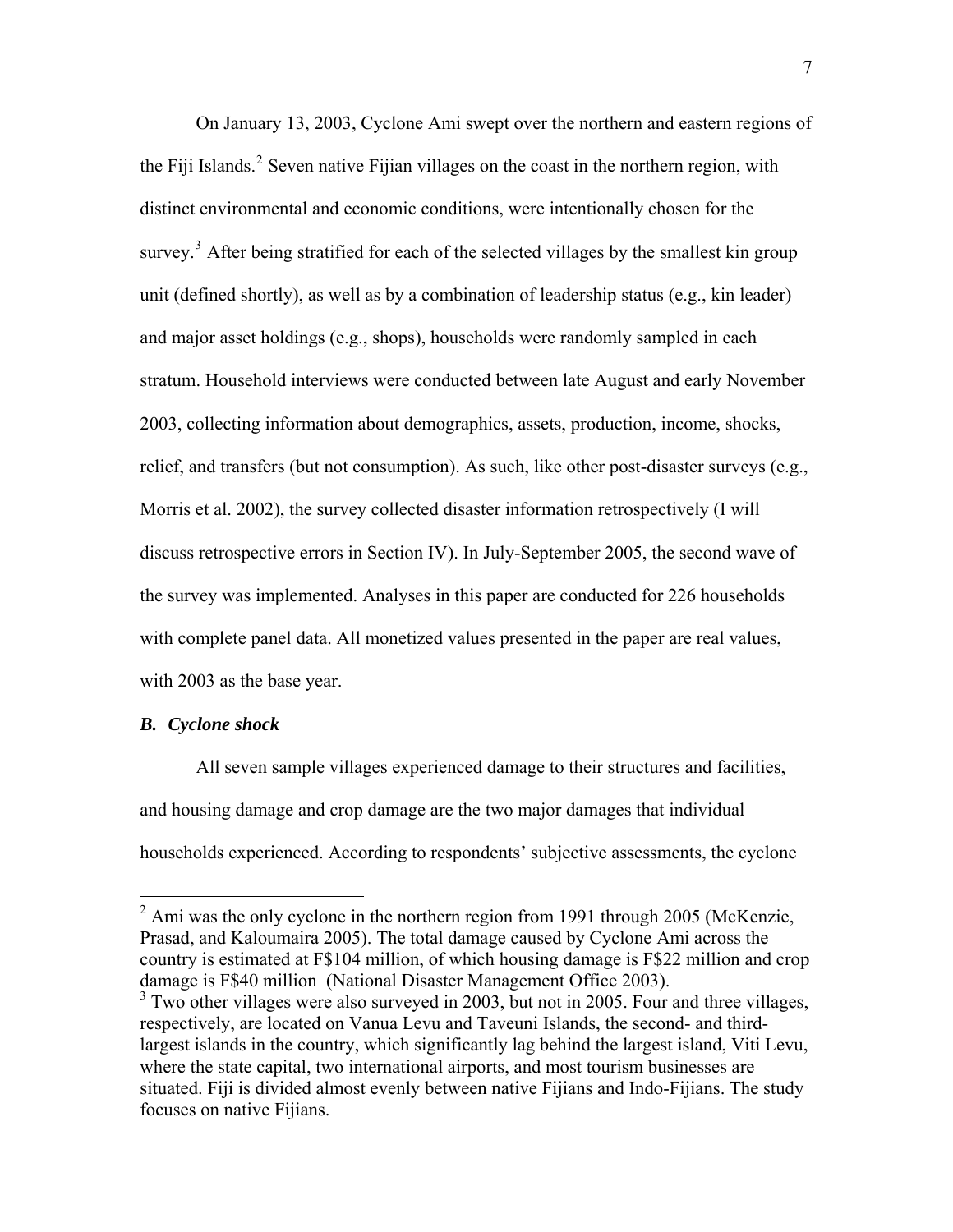On January 13, 2003, Cyclone Ami swept over the northern and eastern regions of the Fiji Islands.[2] Seven native Fijian villages on the coast in the northern region, with distinct environmental and economic conditions, were intentionally chosen for the survey.[3] After being stratified for each of the selected villages by the smallest kin group unit (defined shortly), as well as by a combination of leadership status (e.g., kin leader) and major asset holdings (e.g., shops), households were randomly sampled in each stratum. Household interviews were conducted between late August and early November 2003, collecting information about demographics, assets, production, income, shocks, relief, and transfers (but not consumption). As such, like other post-disaster surveys (e.g., Morris et al. 2002), the survey collected disaster information retrospectively (I will discuss retrospective errors in Section IV). In July-September 2005, the second wave of the survey was implemented. Analyses in this paper are conducted for 226 households with complete panel data. All monetized values presented in the paper are real values, with 2003 as the base year.

### *B. Cyclone shock*

All seven sample villages experienced damage to their structures and facilities, and housing damage and crop damage are the two major damages that individual households experienced. According to respondents' subjective assessments, the cyclone

---

[2] Ami was the only cyclone in the northern region from 1991 through 2005 (McKenzie, Prasad, and Kaloumaira 2005). The total damage caused by Cyclone Ami across the country is estimated at F$104 million, of which housing damage is F$22 million and crop damage is F$40 million (National Disaster Management Office 2003).

[3] Two other villages were also surveyed in 2003, but not in 2005. Four and three villages, respectively, are located on Vanua Levu and Taveuni Islands, the second- and third-largest islands in the country, which significantly lag behind the largest island, Viti Levu, where the state capital, two international airports, and most tourism businesses are situated. Fiji is divided almost evenly between native Fijians and Indo-Fijians. The study focuses on native Fijians.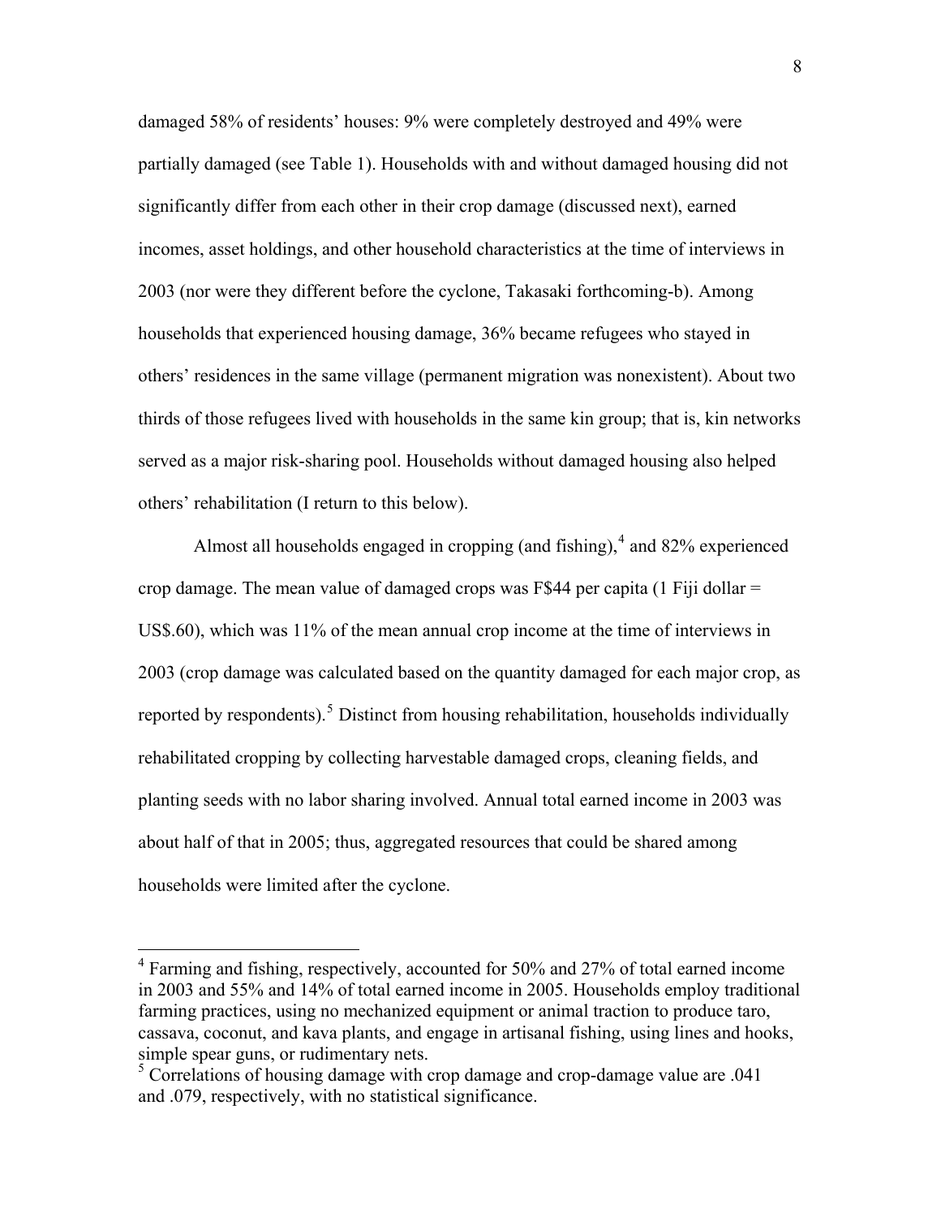damaged 58% of residents' houses: 9% were completely destroyed and 49% were partially damaged (see Table 1). Households with and without damaged housing did not significantly differ from each other in their crop damage (discussed next), earned incomes, asset holdings, and other household characteristics at the time of interviews in 2003 (nor were they different before the cyclone, Takasaki forthcoming-b). Among households that experienced housing damage, 36% became refugees who stayed in others' residences in the same village (permanent migration was nonexistent). About two thirds of those refugees lived with households in the same kin group; that is, kin networks served as a major risk-sharing pool. Households without damaged housing also helped others' rehabilitation (I return to this below).

Almost all households engaged in cropping (and fishing),[4] and 82% experienced crop damage. The mean value of damaged crops was F$44 per capita (1 Fiji dollar = US$.60), which was 11% of the mean annual crop income at the time of interviews in 2003 (crop damage was calculated based on the quantity damaged for each major crop, as reported by respondents).[5] Distinct from housing rehabilitation, households individually rehabilitated cropping by collecting harvestable damaged crops, cleaning fields, and planting seeds with no labor sharing involved. Annual total earned income in 2003 was about half of that in 2005; thus, aggregated resources that could be shared among households were limited after the cyclone.

---

[4] Farming and fishing, respectively, accounted for 50% and 27% of total earned income in 2003 and 55% and 14% of total earned income in 2005. Households employ traditional farming practices, using no mechanized equipment or animal traction to produce taro, cassava, coconut, and kava plants, and engage in artisanal fishing, using lines and hooks, simple spear guns, or rudimentary nets.

[5] Correlations of housing damage with crop damage and crop-damage value are .041 and .079, respectively, with no statistical significance.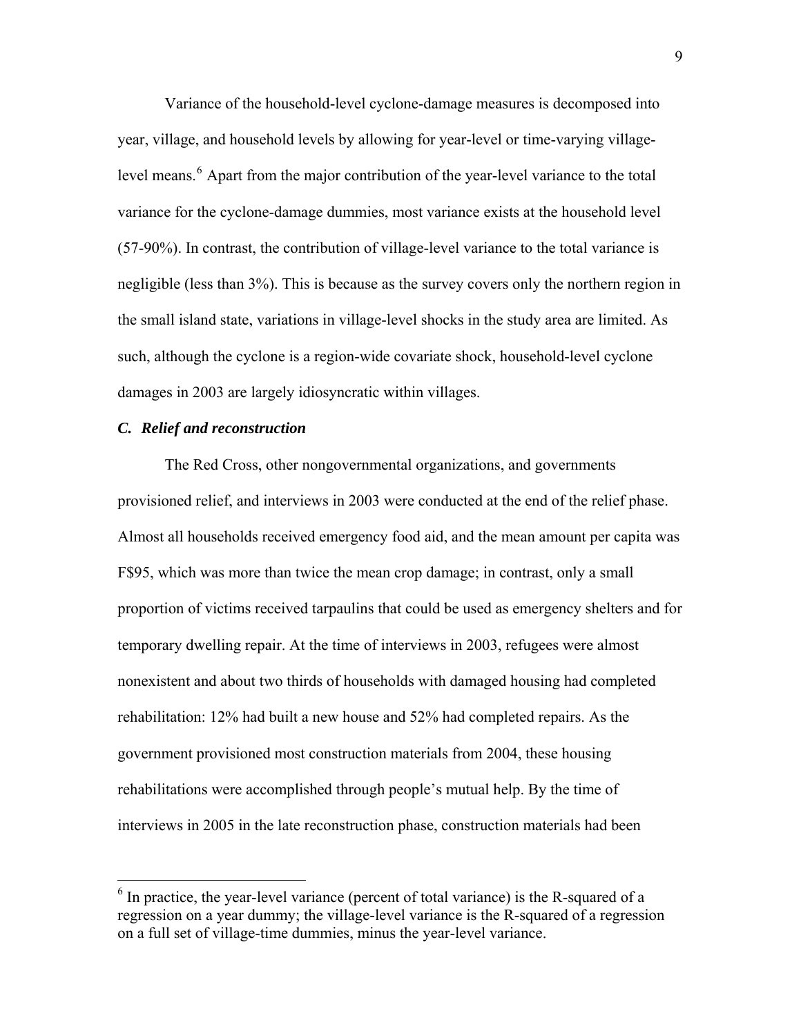Variance of the household-level cyclone-damage measures is decomposed into year, village, and household levels by allowing for year-level or time-varying village-level means.[6] Apart from the major contribution of the year-level variance to the total variance for the cyclone-damage dummies, most variance exists at the household level (57-90%). In contrast, the contribution of village-level variance to the total variance is negligible (less than 3%). This is because as the survey covers only the northern region in the small island state, variations in village-level shocks in the study area are limited. As such, although the cyclone is a region-wide covariate shock, household-level cyclone damages in 2003 are largely idiosyncratic within villages.

### *C. Relief and reconstruction*

The Red Cross, other nongovernmental organizations, and governments provisioned relief, and interviews in 2003 were conducted at the end of the relief phase. Almost all households received emergency food aid, and the mean amount per capita was F$95, which was more than twice the mean crop damage; in contrast, only a small proportion of victims received tarpaulins that could be used as emergency shelters and for temporary dwelling repair. At the time of interviews in 2003, refugees were almost nonexistent and about two thirds of households with damaged housing had completed rehabilitation: 12% had built a new house and 52% had completed repairs. As the government provisioned most construction materials from 2004, these housing rehabilitations were accomplished through people's mutual help. By the time of interviews in 2005 in the late reconstruction phase, construction materials had been

---

[6] In practice, the year-level variance (percent of total variance) is the R-squared of a regression on a year dummy; the village-level variance is the R-squared of a regression on a full set of village-time dummies, minus the year-level variance.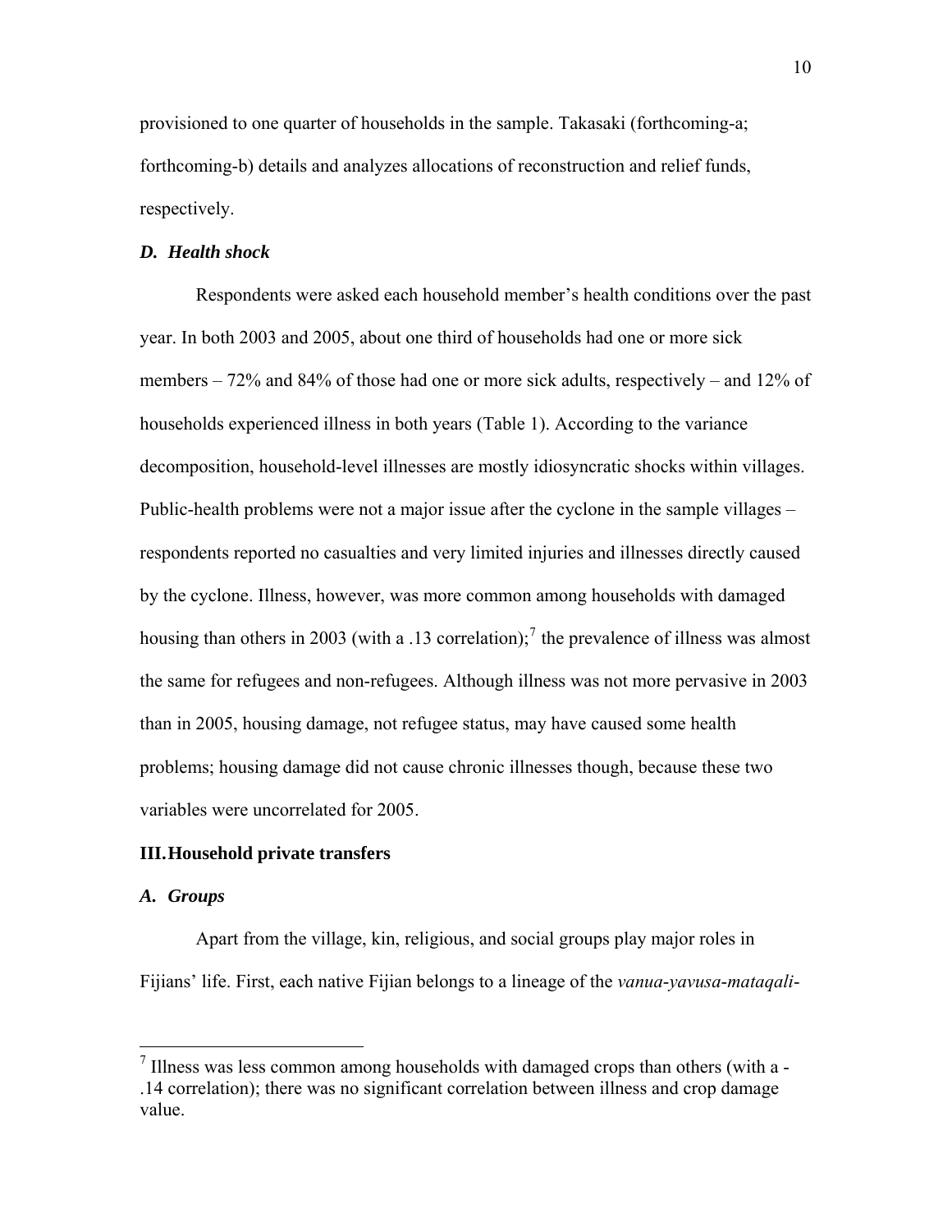provisioned to one quarter of households in the sample. Takasaki (forthcoming-a; forthcoming-b) details and analyzes allocations of reconstruction and relief funds, respectively.

### *D. Health shock*

Respondents were asked each household member's health conditions over the past year. In both 2003 and 2005, about one third of households had one or more sick members – 72% and 84% of those had one or more sick adults, respectively – and 12% of households experienced illness in both years (Table 1). According to the variance decomposition, household-level illnesses are mostly idiosyncratic shocks within villages. Public-health problems were not a major issue after the cyclone in the sample villages – respondents reported no casualties and very limited injuries and illnesses directly caused by the cyclone. Illness, however, was more common among households with damaged housing than others in 2003 (with a .13 correlation);[7] the prevalence of illness was almost the same for refugees and non-refugees. Although illness was not more pervasive in 2003 than in 2005, housing damage, not refugee status, may have caused some health problems; housing damage did not cause chronic illnesses though, because these two variables were uncorrelated for 2005.

## III. Household private transfers

### *A. Groups*

Apart from the village, kin, religious, and social groups play major roles in Fijians' life. First, each native Fijian belongs to a lineage of the *vanua-yavusa-mataqali-*

---

[7] Illness was less common among households with damaged crops than others (with a -.14 correlation); there was no significant correlation between illness and crop damage value.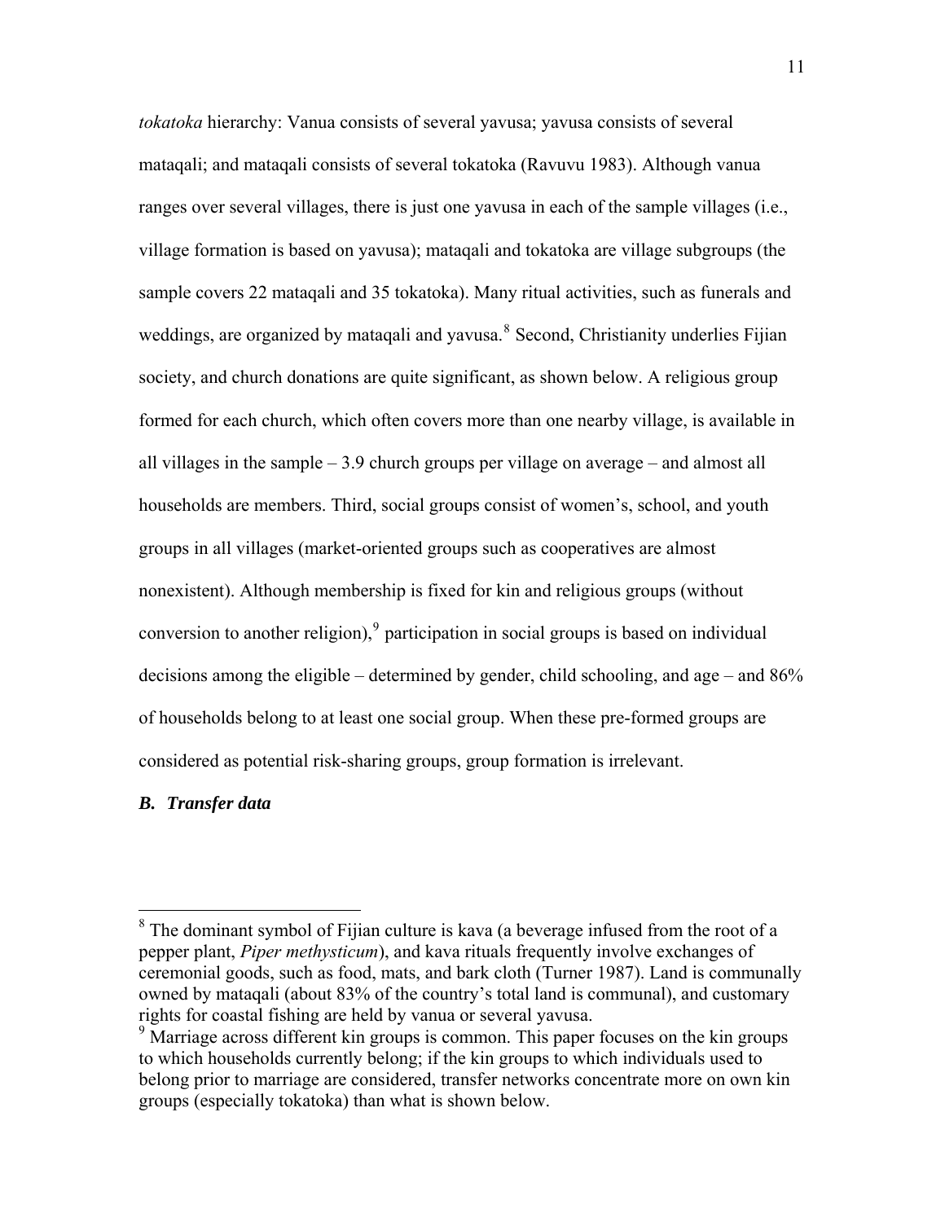*tokatoka* hierarchy: Vanua consists of several yavusa; yavusa consists of several mataqali; and mataqali consists of several tokatoka (Ravuvu 1983). Although vanua ranges over several villages, there is just one yavusa in each of the sample villages (i.e., village formation is based on yavusa); mataqali and tokatoka are village subgroups (the sample covers 22 mataqali and 35 tokatoka). Many ritual activities, such as funerals and weddings, are organized by mataqali and yavusa.[8] Second, Christianity underlies Fijian society, and church donations are quite significant, as shown below. A religious group formed for each church, which often covers more than one nearby village, is available in all villages in the sample – 3.9 church groups per village on average – and almost all households are members. Third, social groups consist of women's, school, and youth groups in all villages (market-oriented groups such as cooperatives are almost nonexistent). Although membership is fixed for kin and religious groups (without conversion to another religion),[9] participation in social groups is based on individual decisions among the eligible – determined by gender, child schooling, and age – and 86% of households belong to at least one social group. When these pre-formed groups are considered as potential risk-sharing groups, group formation is irrelevant.

### *B. Transfer data*

[8] The dominant symbol of Fijian culture is kava (a beverage infused from the root of a pepper plant, *Piper methysticum*), and kava rituals frequently involve exchanges of ceremonial goods, such as food, mats, and bark cloth (Turner 1987). Land is communally owned by mataqali (about 83% of the country's total land is communal), and customary rights for coastal fishing are held by vanua or several yavusa.

[9] Marriage across different kin groups is common. This paper focuses on the kin groups to which households currently belong; if the kin groups to which individuals used to belong prior to marriage are considered, transfer networks concentrate more on own kin groups (especially tokatoka) than what is shown below.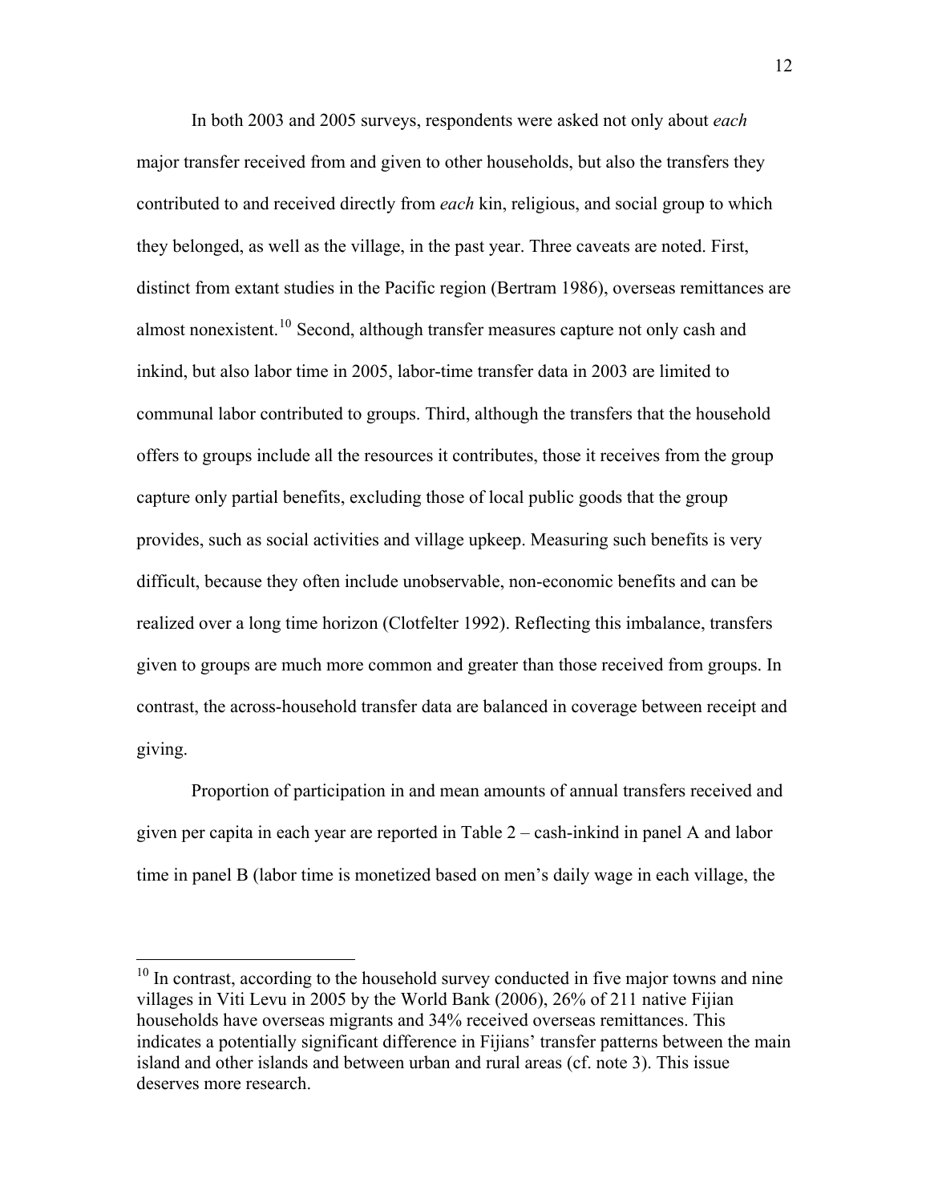In both 2003 and 2005 surveys, respondents were asked not only about *each* major transfer received from and given to other households, but also the transfers they contributed to and received directly from *each* kin, religious, and social group to which they belonged, as well as the village, in the past year. Three caveats are noted. First, distinct from extant studies in the Pacific region (Bertram 1986), overseas remittances are almost nonexistent.[10] Second, although transfer measures capture not only cash and inkind, but also labor time in 2005, labor-time transfer data in 2003 are limited to communal labor contributed to groups. Third, although the transfers that the household offers to groups include all the resources it contributes, those it receives from the group capture only partial benefits, excluding those of local public goods that the group provides, such as social activities and village upkeep. Measuring such benefits is very difficult, because they often include unobservable, non-economic benefits and can be realized over a long time horizon (Clotfelter 1992). Reflecting this imbalance, transfers given to groups are much more common and greater than those received from groups. In contrast, the across-household transfer data are balanced in coverage between receipt and giving.

Proportion of participation in and mean amounts of annual transfers received and given per capita in each year are reported in Table 2 – cash-inkind in panel A and labor time in panel B (labor time is monetized based on men's daily wage in each village, the

[10] In contrast, according to the household survey conducted in five major towns and nine villages in Viti Levu in 2005 by the World Bank (2006), 26% of 211 native Fijian households have overseas migrants and 34% received overseas remittances. This indicates a potentially significant difference in Fijians' transfer patterns between the main island and other islands and between urban and rural areas (cf. note 3). This issue deserves more research.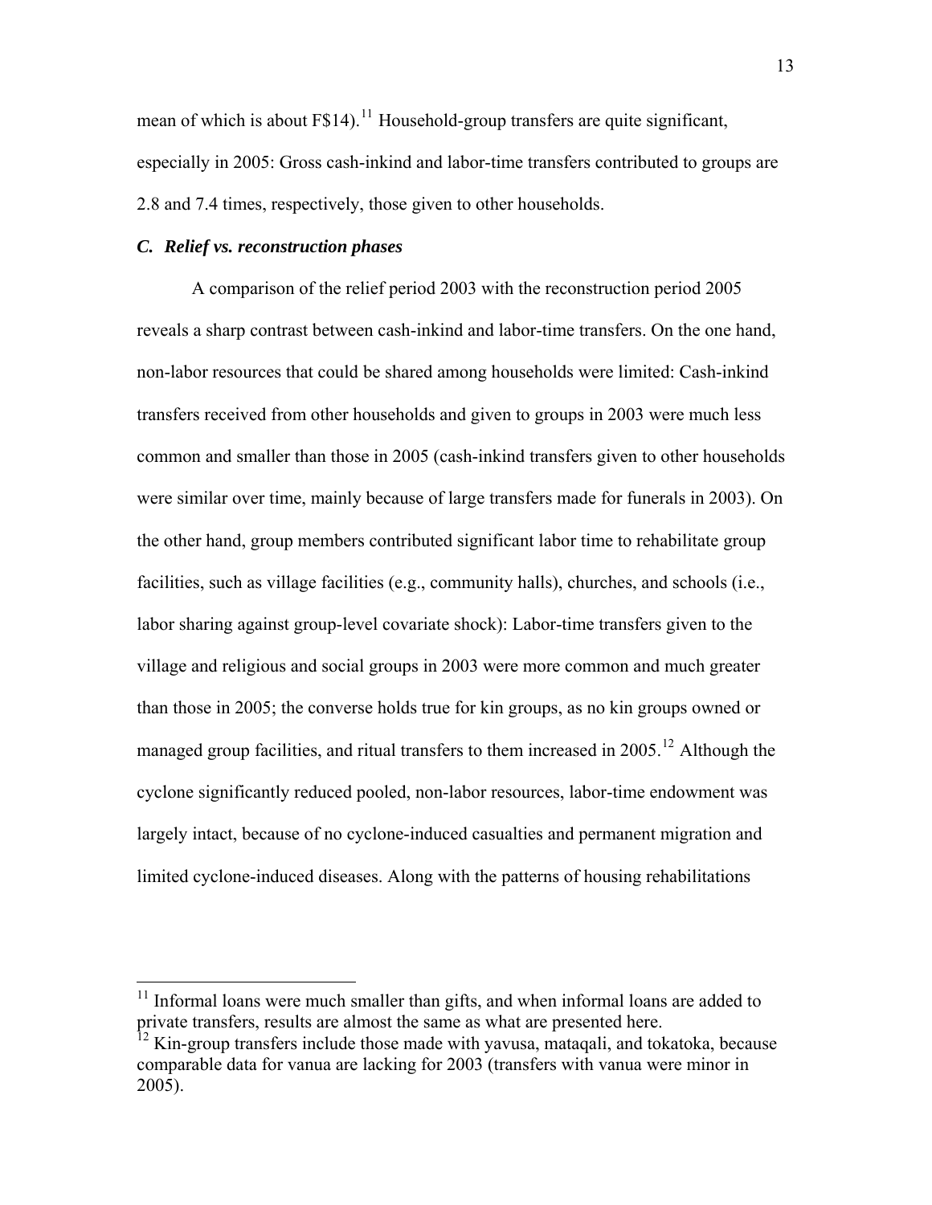mean of which is about F$14).[11] Household-group transfers are quite significant, especially in 2005: Gross cash-inkind and labor-time transfers contributed to groups are 2.8 and 7.4 times, respectively, those given to other households.

### *C. Relief vs. reconstruction phases*

A comparison of the relief period 2003 with the reconstruction period 2005 reveals a sharp contrast between cash-inkind and labor-time transfers. On the one hand, non-labor resources that could be shared among households were limited: Cash-inkind transfers received from other households and given to groups in 2003 were much less common and smaller than those in 2005 (cash-inkind transfers given to other households were similar over time, mainly because of large transfers made for funerals in 2003). On the other hand, group members contributed significant labor time to rehabilitate group facilities, such as village facilities (e.g., community halls), churches, and schools (i.e., labor sharing against group-level covariate shock): Labor-time transfers given to the village and religious and social groups in 2003 were more common and much greater than those in 2005; the converse holds true for kin groups, as no kin groups owned or managed group facilities, and ritual transfers to them increased in 2005.[12] Although the cyclone significantly reduced pooled, non-labor resources, labor-time endowment was largely intact, because of no cyclone-induced casualties and permanent migration and limited cyclone-induced diseases. Along with the patterns of housing rehabilitations

---

[11] Informal loans were much smaller than gifts, and when informal loans are added to private transfers, results are almost the same as what are presented here.

[12] Kin-group transfers include those made with yavusa, mataqali, and tokatoka, because comparable data for vanua are lacking for 2003 (transfers with vanua were minor in 2005).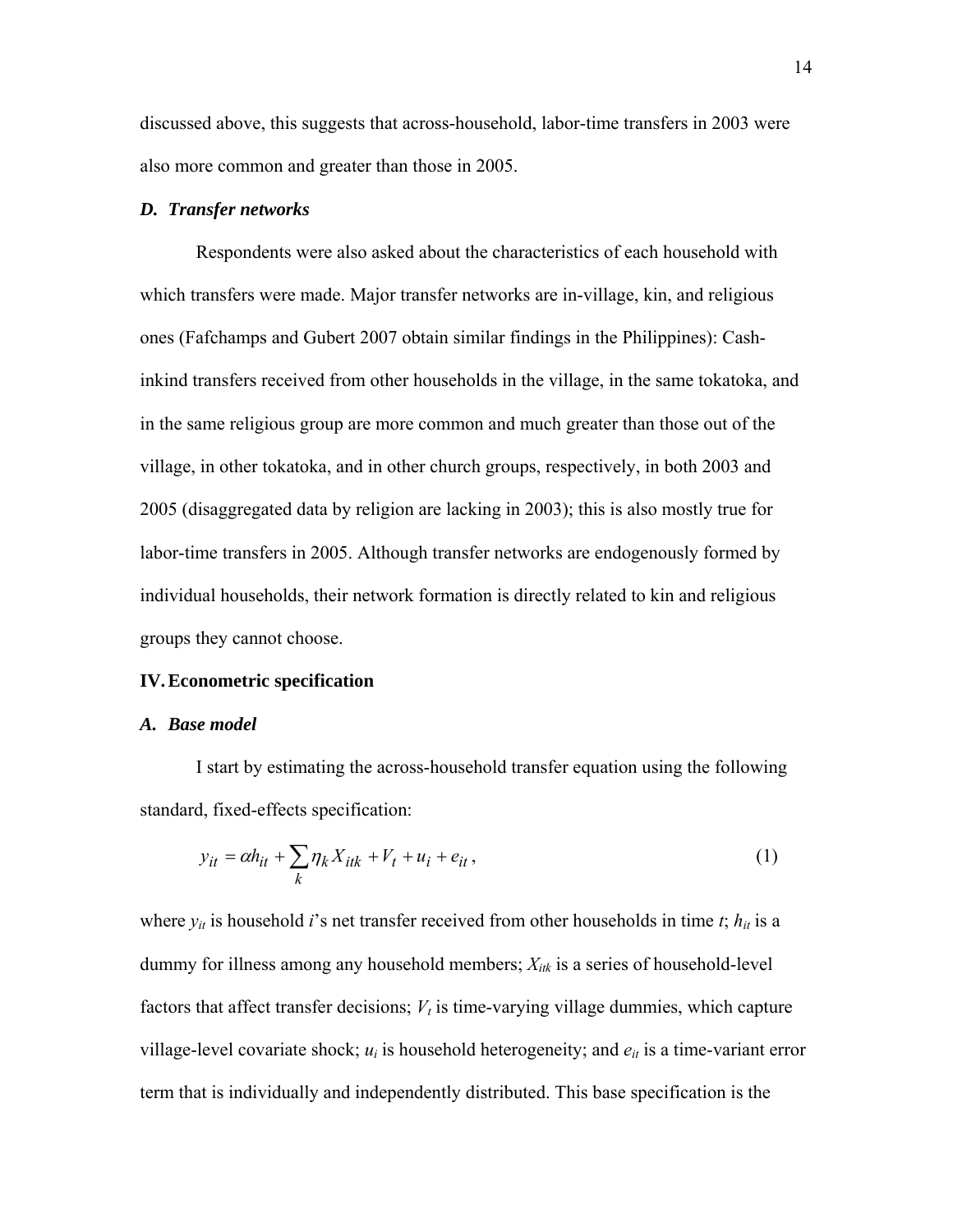discussed above, this suggests that across-household, labor-time transfers in 2003 were also more common and greater than those in 2005.

### *D. Transfer networks*

Respondents were also asked about the characteristics of each household with which transfers were made. Major transfer networks are in-village, kin, and religious ones (Fafchamps and Gubert 2007 obtain similar findings in the Philippines): Cash-inkind transfers received from other households in the village, in the same tokatoka, and in the same religious group are more common and much greater than those out of the village, in other tokatoka, and in other church groups, respectively, in both 2003 and 2005 (disaggregated data by religion are lacking in 2003); this is also mostly true for labor-time transfers in 2005. Although transfer networks are endogenously formed by individual households, their network formation is directly related to kin and religious groups they cannot choose.

## IV. Econometric specification

### *A. Base model*

I start by estimating the across-household transfer equation using the following standard, fixed-effects specification:

$$y_{it} = \alpha h_{it} + \sum_k \eta_k X_{itk} + V_t + u_i + e_{it}, \tag{1}$$

where $y_{it}$ is household $i$'s net transfer received from other households in time $t$; $h_{it}$ is a dummy for illness among any household members; $X_{itk}$ is a series of household-level factors that affect transfer decisions; $V_t$ is time-varying village dummies, which capture village-level covariate shock; $u_i$ is household heterogeneity; and $e_{it}$ is a time-variant error term that is individually and independently distributed. This base specification is the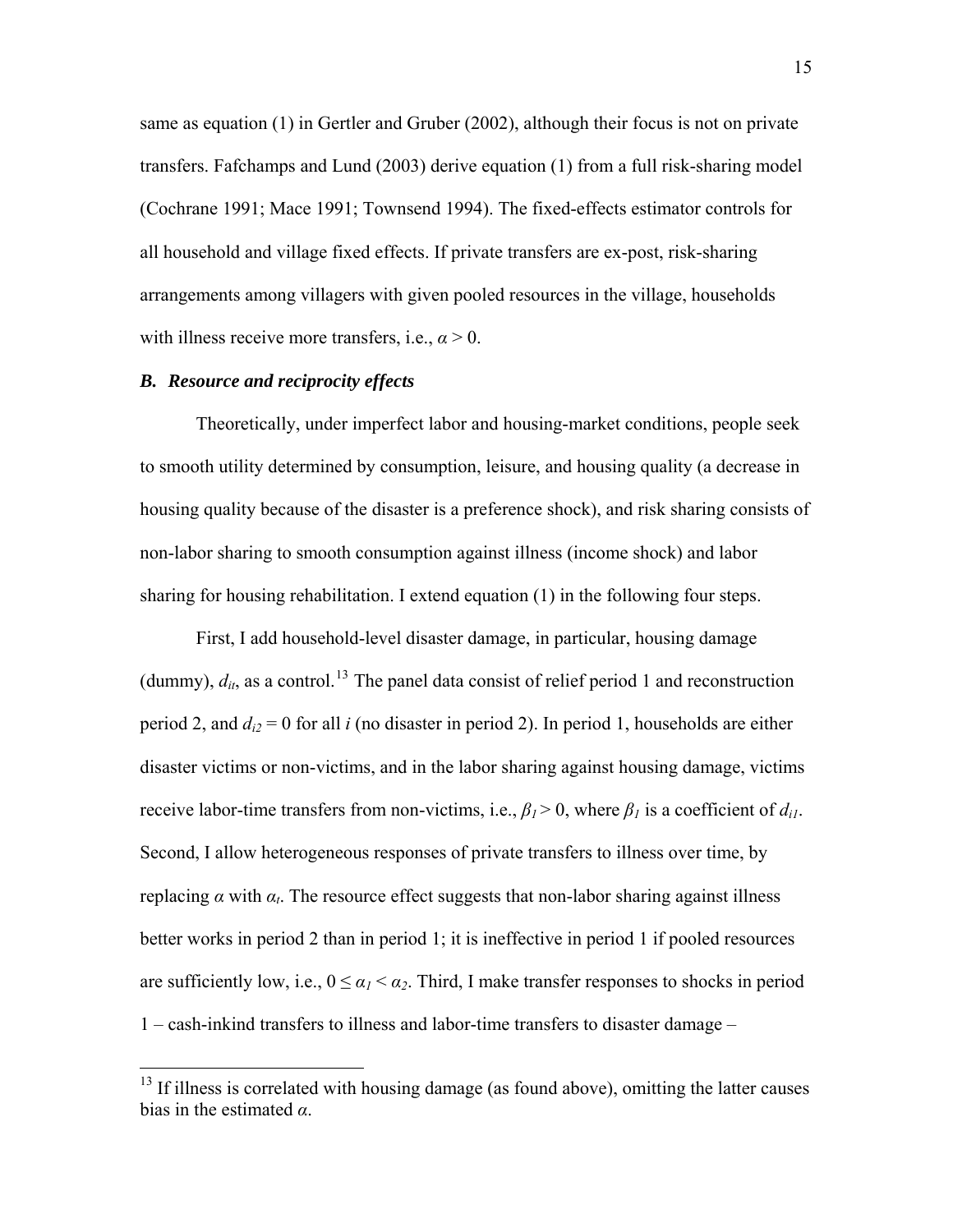same as equation (1) in Gertler and Gruber (2002), although their focus is not on private transfers. Fafchamps and Lund (2003) derive equation (1) from a full risk-sharing model (Cochrane 1991; Mace 1991; Townsend 1994). The fixed-effects estimator controls for all household and village fixed effects. If private transfers are ex-post, risk-sharing arrangements among villagers with given pooled resources in the village, households with illness receive more transfers, i.e., $\alpha > 0$.

### *B. Resource and reciprocity effects*

Theoretically, under imperfect labor and housing-market conditions, people seek to smooth utility determined by consumption, leisure, and housing quality (a decrease in housing quality because of the disaster is a preference shock), and risk sharing consists of non-labor sharing to smooth consumption against illness (income shock) and labor sharing for housing rehabilitation. I extend equation (1) in the following four steps.

First, I add household-level disaster damage, in particular, housing damage (dummy), $d_{it}$, as a control.[13] The panel data consist of relief period 1 and reconstruction period 2, and $d_{i2} = 0$ for all $i$ (no disaster in period 2). In period 1, households are either disaster victims or non-victims, and in the labor sharing against housing damage, victims receive labor-time transfers from non-victims, i.e., $\beta_1 > 0$, where $\beta_1$ is a coefficient of $d_{i1}$. Second, I allow heterogeneous responses of private transfers to illness over time, by replacing $\alpha$ with $\alpha_t$. The resource effect suggests that non-labor sharing against illness better works in period 2 than in period 1; it is ineffective in period 1 if pooled resources are sufficiently low, i.e., $0 \leq \alpha_1 < \alpha_2$. Third, I make transfer responses to shocks in period 1 – cash-inkind transfers to illness and labor-time transfers to disaster damage –

[13] If illness is correlated with housing damage (as found above), omitting the latter causes bias in the estimated $\alpha$.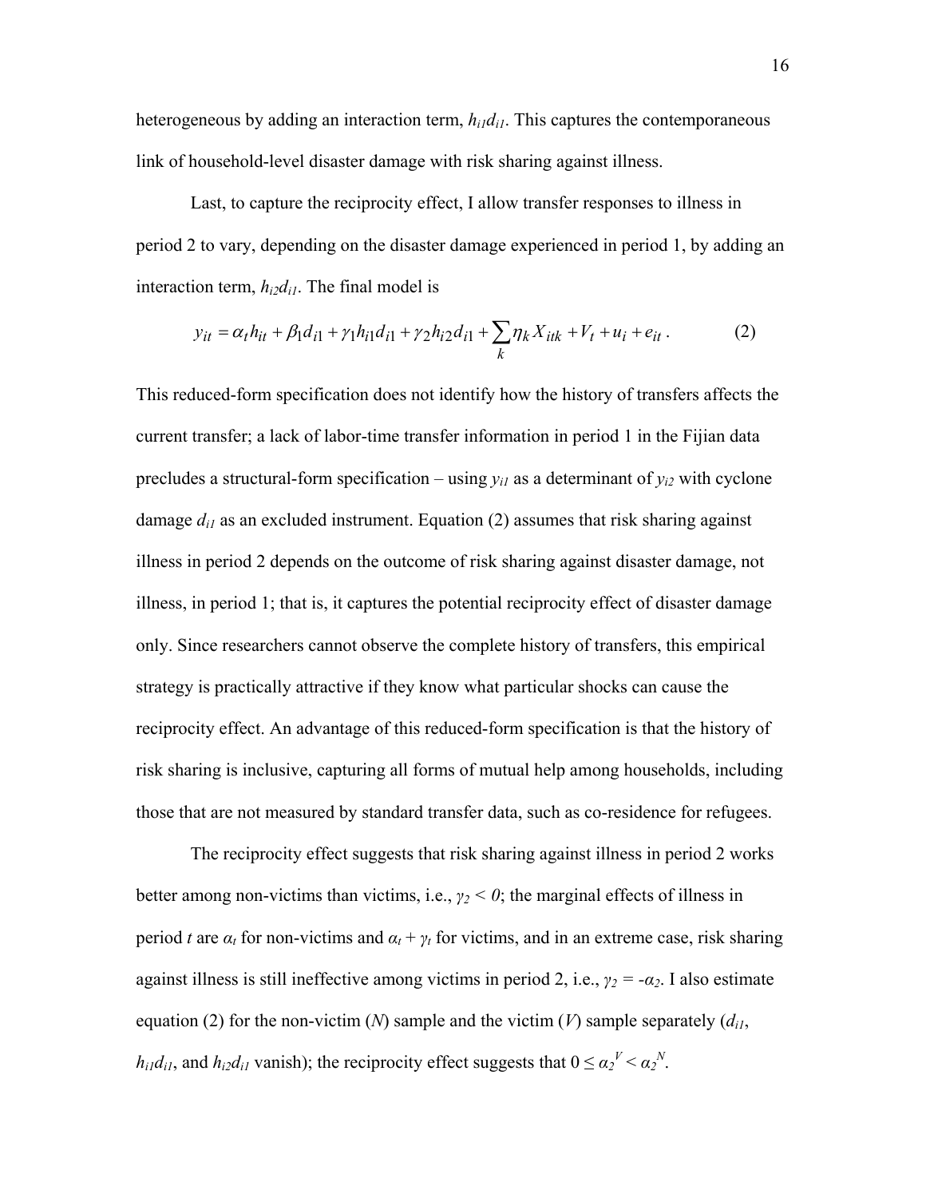heterogeneous by adding an interaction term, $h_{i1}d_{i1}$. This captures the contemporaneous link of household-level disaster damage with risk sharing against illness.

Last, to capture the reciprocity effect, I allow transfer responses to illness in period 2 to vary, depending on the disaster damage experienced in period 1, by adding an interaction term, $h_{i2}d_{i1}$. The final model is

$$y_{it} = \alpha_t h_{it} + \beta_1 d_{i1} + \gamma_1 h_{i1} d_{i1} + \gamma_2 h_{i2} d_{i1} + \sum_k \eta_k X_{itk} + V_t + u_i + e_{it} \,. \qquad (2)$$

This reduced-form specification does not identify how the history of transfers affects the current transfer; a lack of labor-time transfer information in period 1 in the Fijian data precludes a structural-form specification – using $y_{i1}$ as a determinant of $y_{i2}$ with cyclone damage $d_{i1}$ as an excluded instrument. Equation (2) assumes that risk sharing against illness in period 2 depends on the outcome of risk sharing against disaster damage, not illness, in period 1; that is, it captures the potential reciprocity effect of disaster damage only. Since researchers cannot observe the complete history of transfers, this empirical strategy is practically attractive if they know what particular shocks can cause the reciprocity effect. An advantage of this reduced-form specification is that the history of risk sharing is inclusive, capturing all forms of mutual help among households, including those that are not measured by standard transfer data, such as co-residence for refugees.

The reciprocity effect suggests that risk sharing against illness in period 2 works better among non-victims than victims, i.e., $\gamma_2 < 0$; the marginal effects of illness in period $t$ are $\alpha_t$ for non-victims and $\alpha_t + \gamma_t$ for victims, and in an extreme case, risk sharing against illness is still ineffective among victims in period 2, i.e., $\gamma_2 = -\alpha_2$. I also estimate equation (2) for the non-victim ($N$) sample and the victim ($V$) sample separately ($d_{i1}$, $h_{i1}d_{i1}$, and $h_{i2}d_{i1}$ vanish); the reciprocity effect suggests that $0 \leq \alpha_2^V < \alpha_2^N$.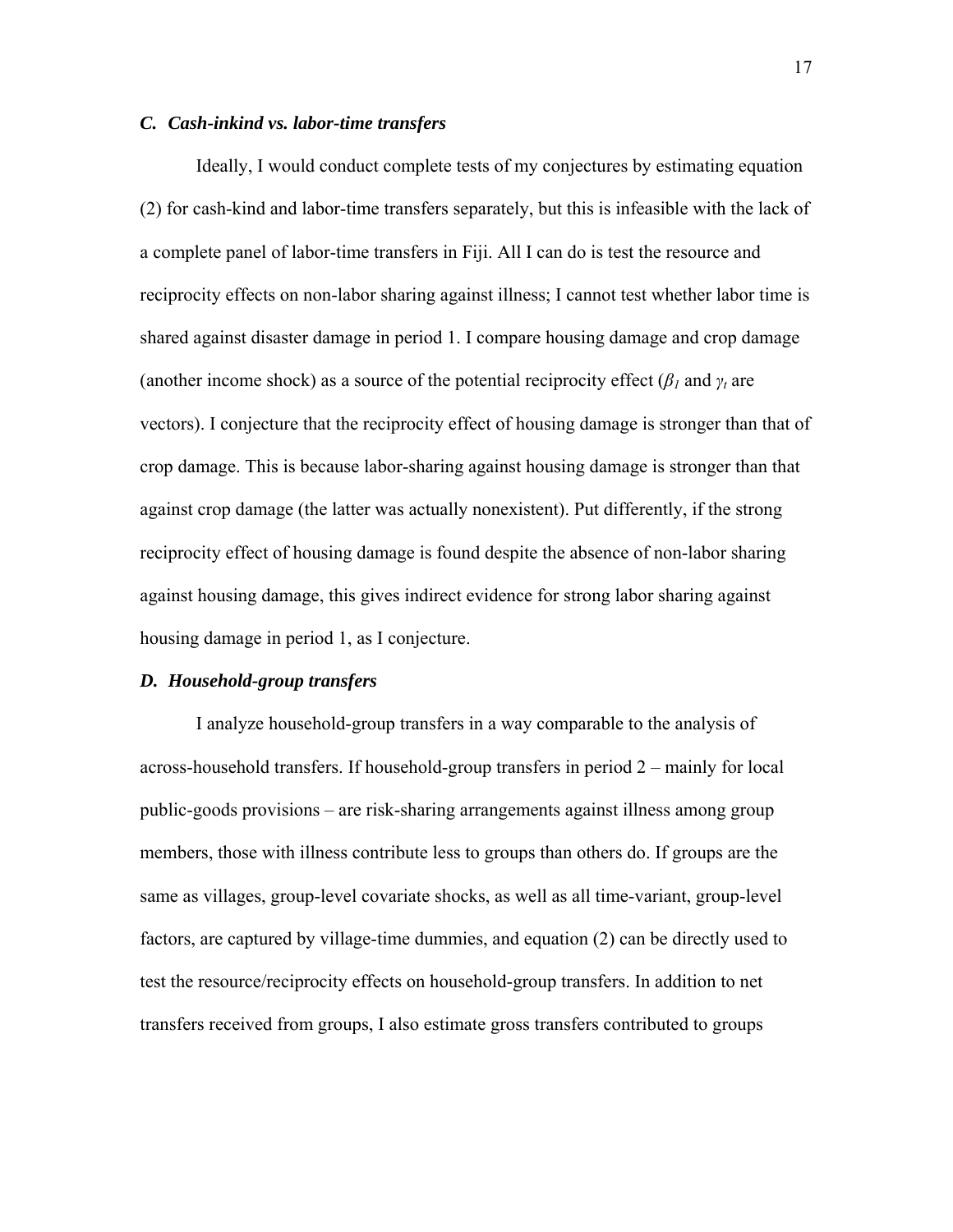### *C. Cash-inkind vs. labor-time transfers*

Ideally, I would conduct complete tests of my conjectures by estimating equation (2) for cash-kind and labor-time transfers separately, but this is infeasible with the lack of a complete panel of labor-time transfers in Fiji. All I can do is test the resource and reciprocity effects on non-labor sharing against illness; I cannot test whether labor time is shared against disaster damage in period 1. I compare housing damage and crop damage (another income shock) as a source of the potential reciprocity effect ($\beta_1$ and $\gamma_t$ are vectors). I conjecture that the reciprocity effect of housing damage is stronger than that of crop damage. This is because labor-sharing against housing damage is stronger than that against crop damage (the latter was actually nonexistent). Put differently, if the strong reciprocity effect of housing damage is found despite the absence of non-labor sharing against housing damage, this gives indirect evidence for strong labor sharing against housing damage in period 1, as I conjecture.

### *D. Household-group transfers*

I analyze household-group transfers in a way comparable to the analysis of across-household transfers. If household-group transfers in period 2 – mainly for local public-goods provisions – are risk-sharing arrangements against illness among group members, those with illness contribute less to groups than others do. If groups are the same as villages, group-level covariate shocks, as well as all time-variant, group-level factors, are captured by village-time dummies, and equation (2) can be directly used to test the resource/reciprocity effects on household-group transfers. In addition to net transfers received from groups, I also estimate gross transfers contributed to groups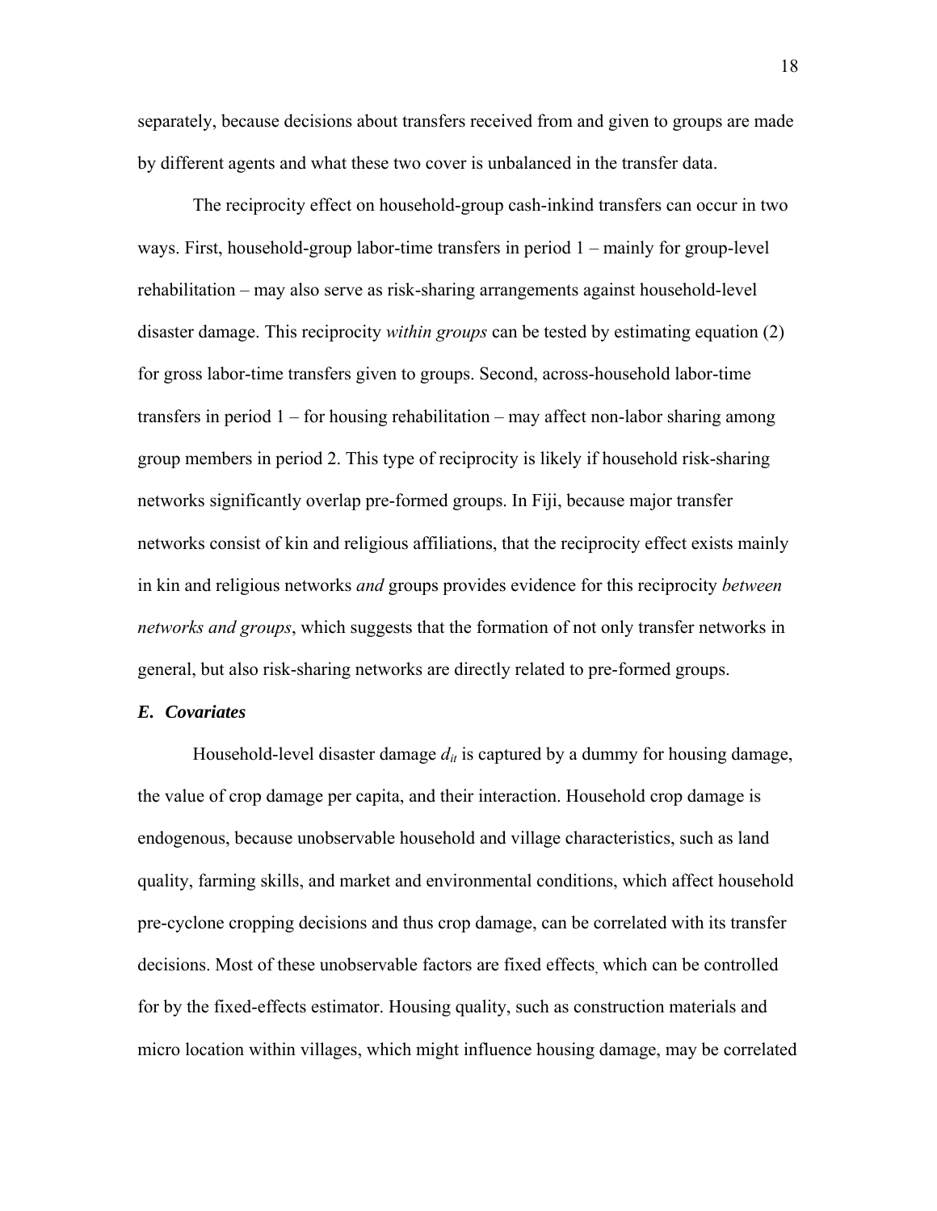separately, because decisions about transfers received from and given to groups are made by different agents and what these two cover is unbalanced in the transfer data.

The reciprocity effect on household-group cash-inkind transfers can occur in two ways. First, household-group labor-time transfers in period 1 – mainly for group-level rehabilitation – may also serve as risk-sharing arrangements against household-level disaster damage. This reciprocity *within groups* can be tested by estimating equation (2) for gross labor-time transfers given to groups. Second, across-household labor-time transfers in period 1 – for housing rehabilitation – may affect non-labor sharing among group members in period 2. This type of reciprocity is likely if household risk-sharing networks significantly overlap pre-formed groups. In Fiji, because major transfer networks consist of kin and religious affiliations, that the reciprocity effect exists mainly in kin and religious networks *and* groups provides evidence for this reciprocity *between networks and groups*, which suggests that the formation of not only transfer networks in general, but also risk-sharing networks are directly related to pre-formed groups.

### *E. Covariates*

Household-level disaster damage $d_{it}$ is captured by a dummy for housing damage, the value of crop damage per capita, and their interaction. Household crop damage is endogenous, because unobservable household and village characteristics, such as land quality, farming skills, and market and environmental conditions, which affect household pre-cyclone cropping decisions and thus crop damage, can be correlated with its transfer decisions. Most of these unobservable factors are fixed effects, which can be controlled for by the fixed-effects estimator. Housing quality, such as construction materials and micro location within villages, which might influence housing damage, may be correlated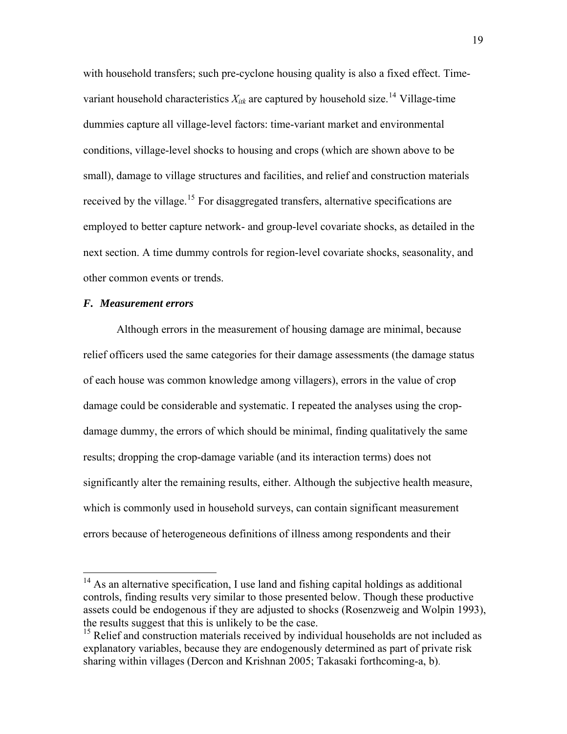with household transfers; such pre-cyclone housing quality is also a fixed effect. Time-variant household characteristics $X_{itk}$ are captured by household size.[14] Village-time dummies capture all village-level factors: time-variant market and environmental conditions, village-level shocks to housing and crops (which are shown above to be small), damage to village structures and facilities, and relief and construction materials received by the village.[15] For disaggregated transfers, alternative specifications are employed to better capture network- and group-level covariate shocks, as detailed in the next section. A time dummy controls for region-level covariate shocks, seasonality, and other common events or trends.

### *F. Measurement errors*

Although errors in the measurement of housing damage are minimal, because relief officers used the same categories for their damage assessments (the damage status of each house was common knowledge among villagers), errors in the value of crop damage could be considerable and systematic. I repeated the analyses using the crop-damage dummy, the errors of which should be minimal, finding qualitatively the same results; dropping the crop-damage variable (and its interaction terms) does not significantly alter the remaining results, either. Although the subjective health measure, which is commonly used in household surveys, can contain significant measurement errors because of heterogeneous definitions of illness among respondents and their

---

[14] As an alternative specification, I use land and fishing capital holdings as additional controls, finding results very similar to those presented below. Though these productive assets could be endogenous if they are adjusted to shocks (Rosenzweig and Wolpin 1993), the results suggest that this is unlikely to be the case.

[15] Relief and construction materials received by individual households are not included as explanatory variables, because they are endogenously determined as part of private risk sharing within villages (Dercon and Krishnan 2005; Takasaki forthcoming-a, b).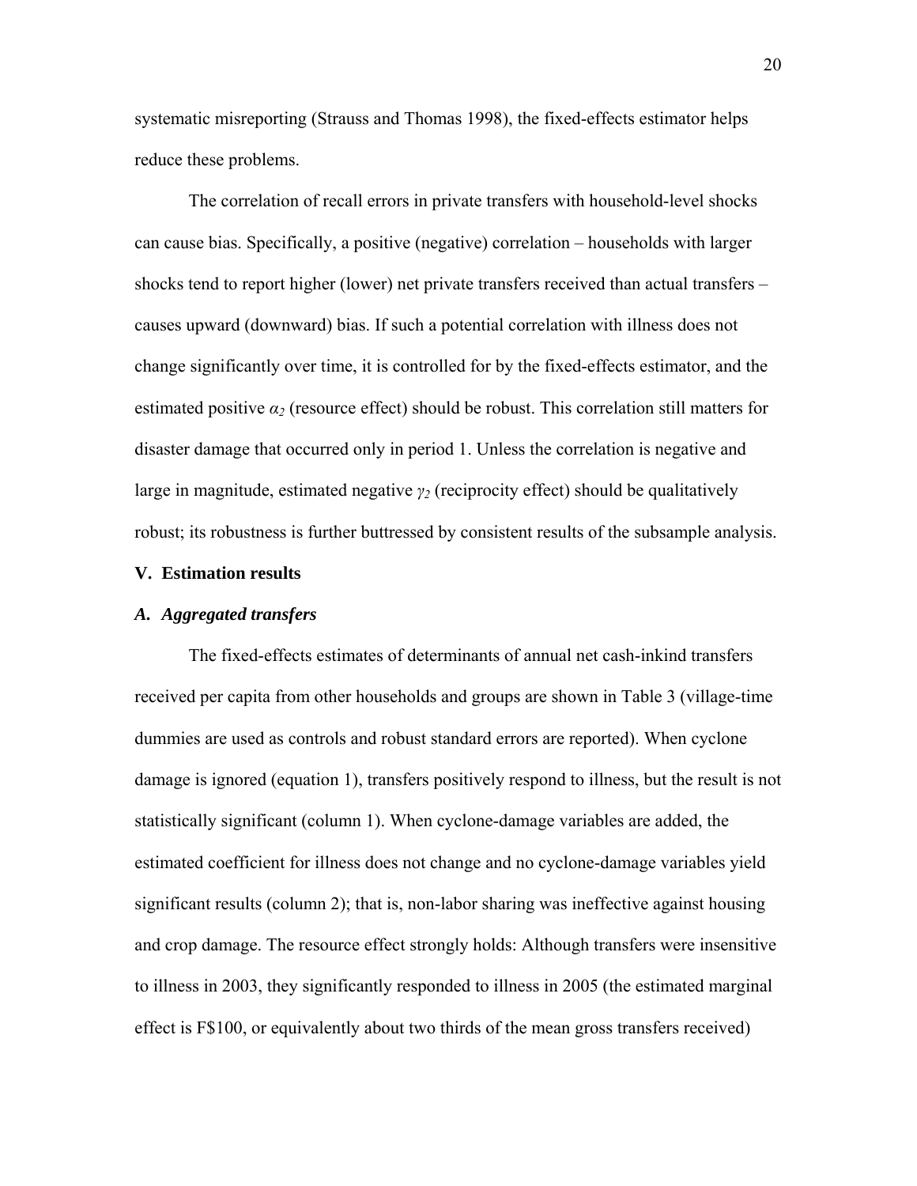systematic misreporting (Strauss and Thomas 1998), the fixed-effects estimator helps reduce these problems.

The correlation of recall errors in private transfers with household-level shocks can cause bias. Specifically, a positive (negative) correlation – households with larger shocks tend to report higher (lower) net private transfers received than actual transfers – causes upward (downward) bias. If such a potential correlation with illness does not change significantly over time, it is controlled for by the fixed-effects estimator, and the estimated positive $\alpha_2$ (resource effect) should be robust. This correlation still matters for disaster damage that occurred only in period 1. Unless the correlation is negative and large in magnitude, estimated negative $\gamma_2$ (reciprocity effect) should be qualitatively robust; its robustness is further buttressed by consistent results of the subsample analysis.

## V. Estimation results

### *A. Aggregated transfers*

The fixed-effects estimates of determinants of annual net cash-inkind transfers received per capita from other households and groups are shown in Table 3 (village-time dummies are used as controls and robust standard errors are reported). When cyclone damage is ignored (equation 1), transfers positively respond to illness, but the result is not statistically significant (column 1). When cyclone-damage variables are added, the estimated coefficient for illness does not change and no cyclone-damage variables yield significant results (column 2); that is, non-labor sharing was ineffective against housing and crop damage. The resource effect strongly holds: Although transfers were insensitive to illness in 2003, they significantly responded to illness in 2005 (the estimated marginal effect is F$100, or equivalently about two thirds of the mean gross transfers received)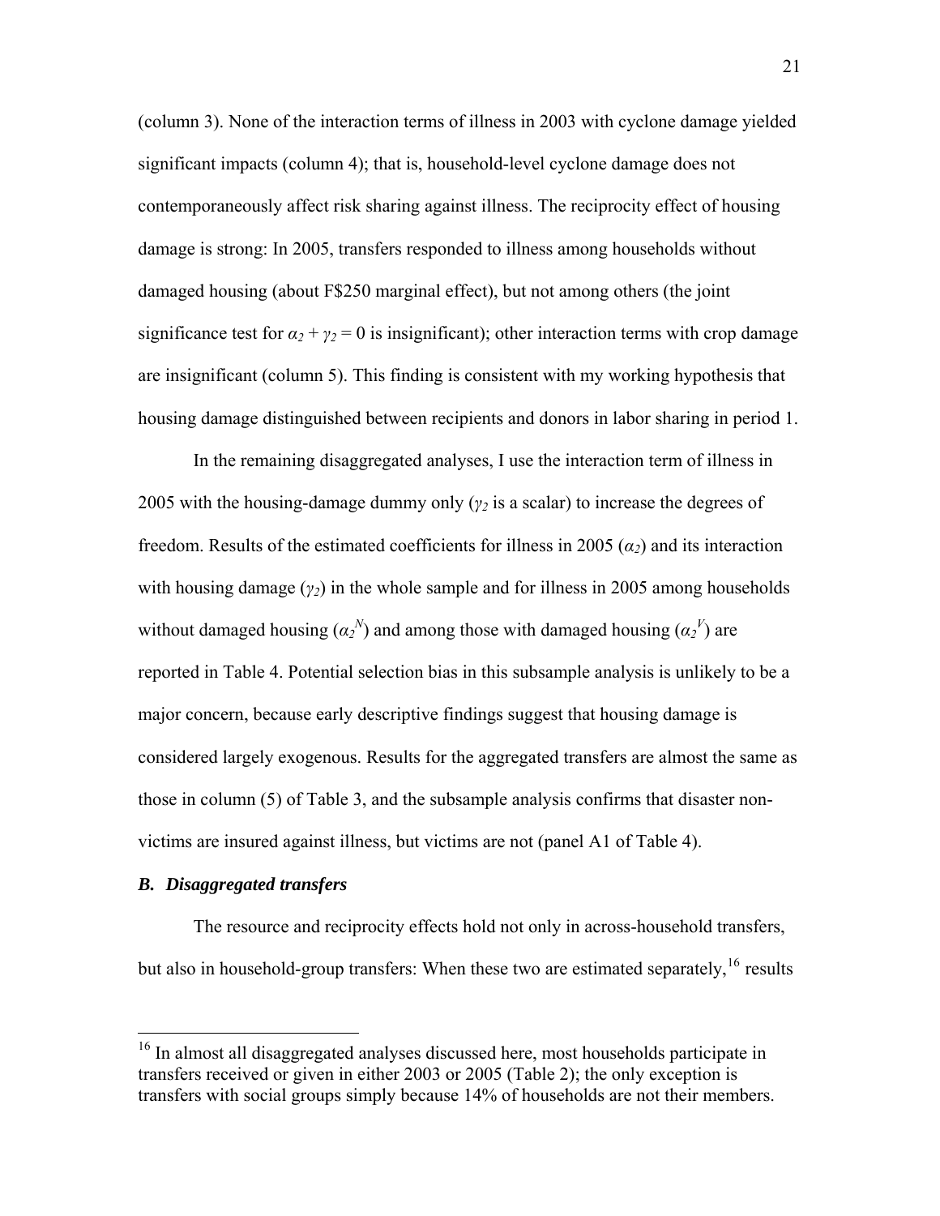(column 3). None of the interaction terms of illness in 2003 with cyclone damage yielded significant impacts (column 4); that is, household-level cyclone damage does not contemporaneously affect risk sharing against illness. The reciprocity effect of housing damage is strong: In 2005, transfers responded to illness among households without damaged housing (about F$250 marginal effect), but not among others (the joint significance test for $\alpha_2 + \gamma_2 = 0$ is insignificant); other interaction terms with crop damage are insignificant (column 5). This finding is consistent with my working hypothesis that housing damage distinguished between recipients and donors in labor sharing in period 1.

In the remaining disaggregated analyses, I use the interaction term of illness in 2005 with the housing-damage dummy only ($\gamma_2$ is a scalar) to increase the degrees of freedom. Results of the estimated coefficients for illness in 2005 ($\alpha_2$) and its interaction with housing damage ($\gamma_2$) in the whole sample and for illness in 2005 among households without damaged housing ($\alpha_2^N$) and among those with damaged housing ($\alpha_2^V$) are reported in Table 4. Potential selection bias in this subsample analysis is unlikely to be a major concern, because early descriptive findings suggest that housing damage is considered largely exogenous. Results for the aggregated transfers are almost the same as those in column (5) of Table 3, and the subsample analysis confirms that disaster non-victims are insured against illness, but victims are not (panel A1 of Table 4).

### *B. Disaggregated transfers*

The resource and reciprocity effects hold not only in across-household transfers, but also in household-group transfers: When these two are estimated separately,[16] results

[16] In almost all disaggregated analyses discussed here, most households participate in transfers received or given in either 2003 or 2005 (Table 2); the only exception is transfers with social groups simply because 14% of households are not their members.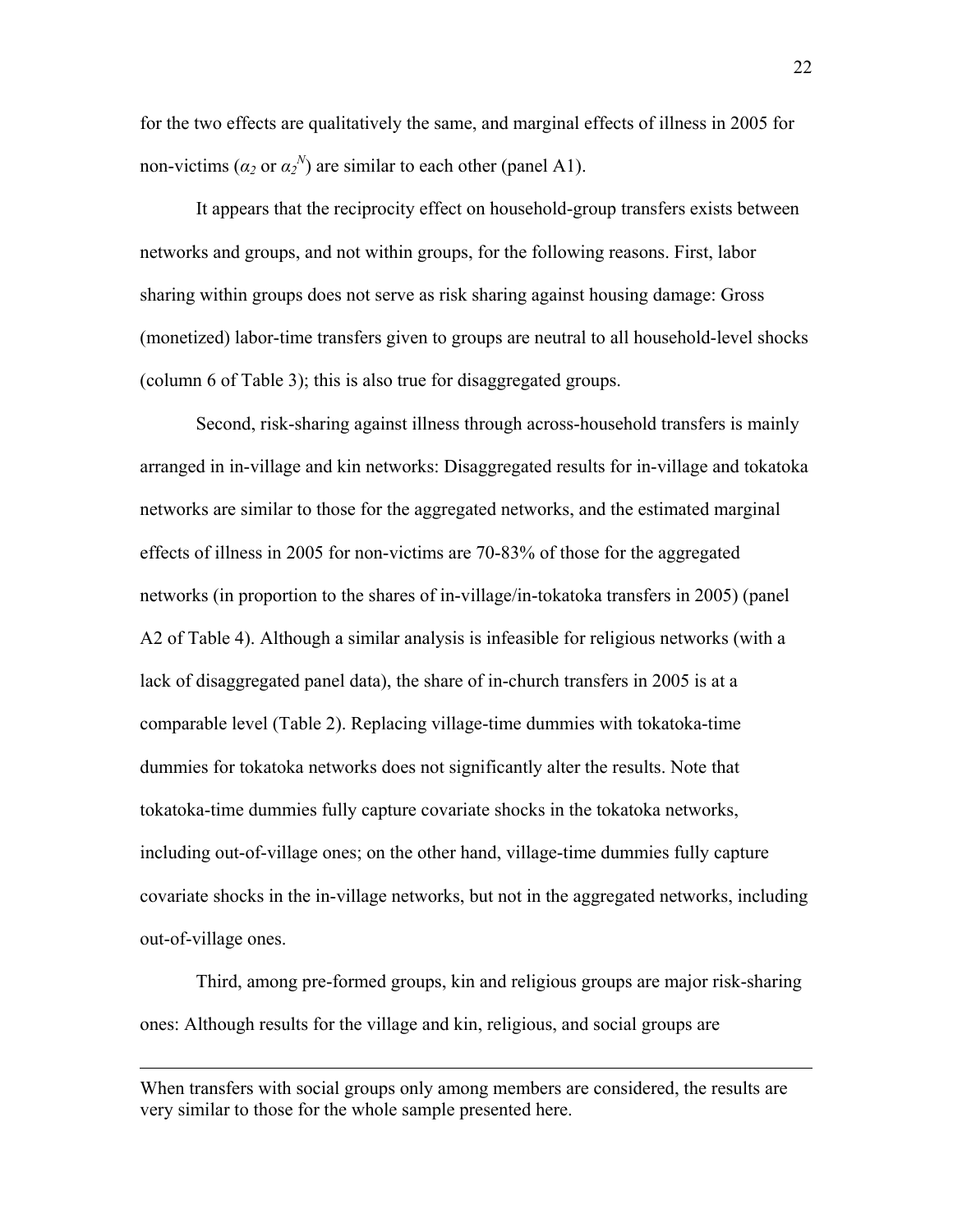for the two effects are qualitatively the same, and marginal effects of illness in 2005 for non-victims ($\alpha_2$ or $\alpha_2^N$) are similar to each other (panel A1).

It appears that the reciprocity effect on household-group transfers exists between networks and groups, and not within groups, for the following reasons. First, labor sharing within groups does not serve as risk sharing against housing damage: Gross (monetized) labor-time transfers given to groups are neutral to all household-level shocks (column 6 of Table 3); this is also true for disaggregated groups.

Second, risk-sharing against illness through across-household transfers is mainly arranged in in-village and kin networks: Disaggregated results for in-village and tokatoka networks are similar to those for the aggregated networks, and the estimated marginal effects of illness in 2005 for non-victims are 70-83% of those for the aggregated networks (in proportion to the shares of in-village/in-tokatoka transfers in 2005) (panel A2 of Table 4). Although a similar analysis is infeasible for religious networks (with a lack of disaggregated panel data), the share of in-church transfers in 2005 is at a comparable level (Table 2). Replacing village-time dummies with tokatoka-time dummies for tokatoka networks does not significantly alter the results. Note that tokatoka-time dummies fully capture covariate shocks in the tokatoka networks, including out-of-village ones; on the other hand, village-time dummies fully capture covariate shocks in the in-village networks, but not in the aggregated networks, including out-of-village ones.

Third, among pre-formed groups, kin and religious groups are major risk-sharing ones: Although results for the village and kin, religious, and social groups are

---

When transfers with social groups only among members are considered, the results are very similar to those for the whole sample presented here.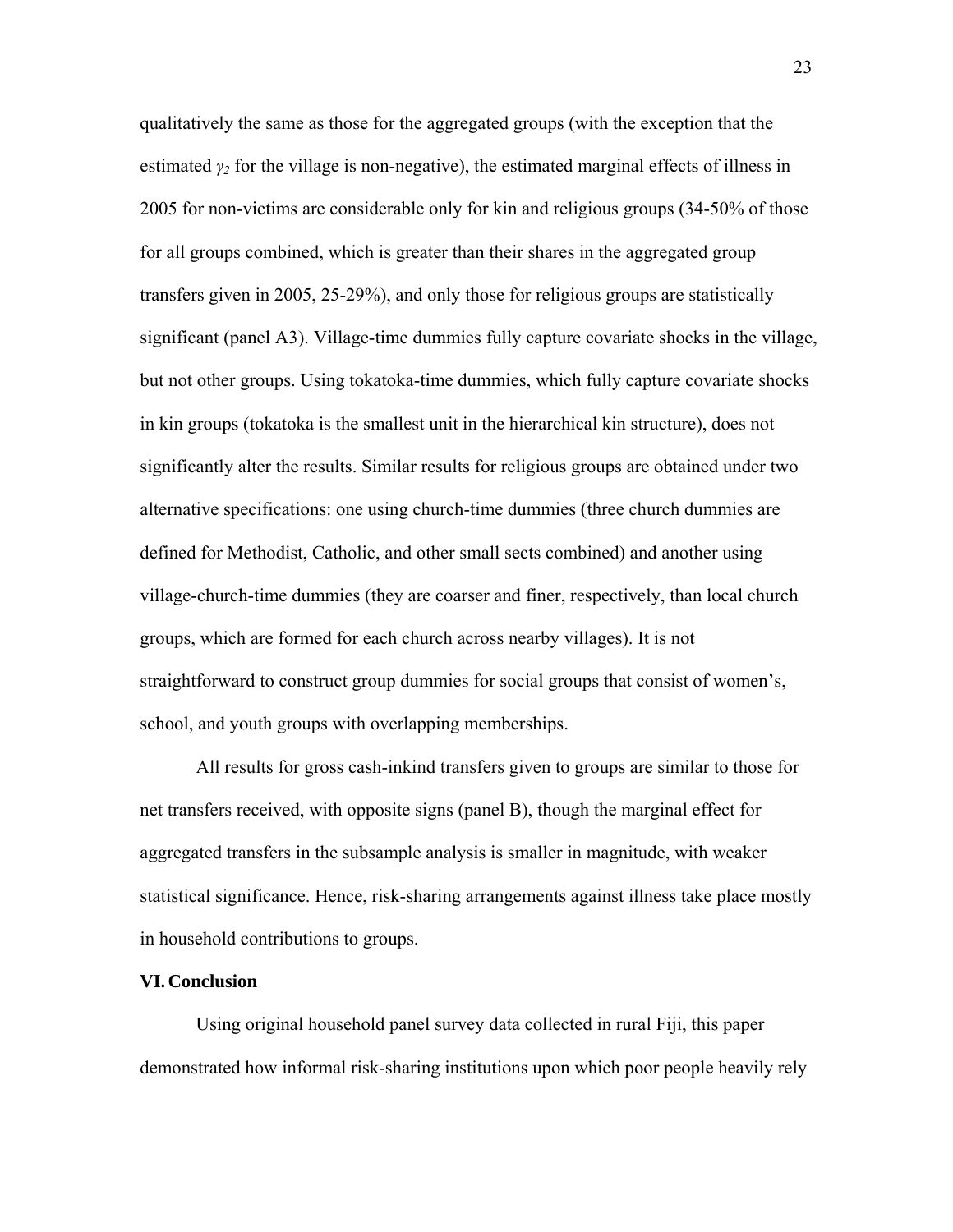qualitatively the same as those for the aggregated groups (with the exception that the estimated $\gamma_2$ for the village is non-negative), the estimated marginal effects of illness in 2005 for non-victims are considerable only for kin and religious groups (34-50% of those for all groups combined, which is greater than their shares in the aggregated group transfers given in 2005, 25-29%), and only those for religious groups are statistically significant (panel A3). Village-time dummies fully capture covariate shocks in the village, but not other groups. Using tokatoka-time dummies, which fully capture covariate shocks in kin groups (tokatoka is the smallest unit in the hierarchical kin structure), does not significantly alter the results. Similar results for religious groups are obtained under two alternative specifications: one using church-time dummies (three church dummies are defined for Methodist, Catholic, and other small sects combined) and another using village-church-time dummies (they are coarser and finer, respectively, than local church groups, which are formed for each church across nearby villages). It is not straightforward to construct group dummies for social groups that consist of women's, school, and youth groups with overlapping memberships.

All results for gross cash-inkind transfers given to groups are similar to those for net transfers received, with opposite signs (panel B), though the marginal effect for aggregated transfers in the subsample analysis is smaller in magnitude, with weaker statistical significance. Hence, risk-sharing arrangements against illness take place mostly in household contributions to groups.

## VI. Conclusion

Using original household panel survey data collected in rural Fiji, this paper demonstrated how informal risk-sharing institutions upon which poor people heavily rely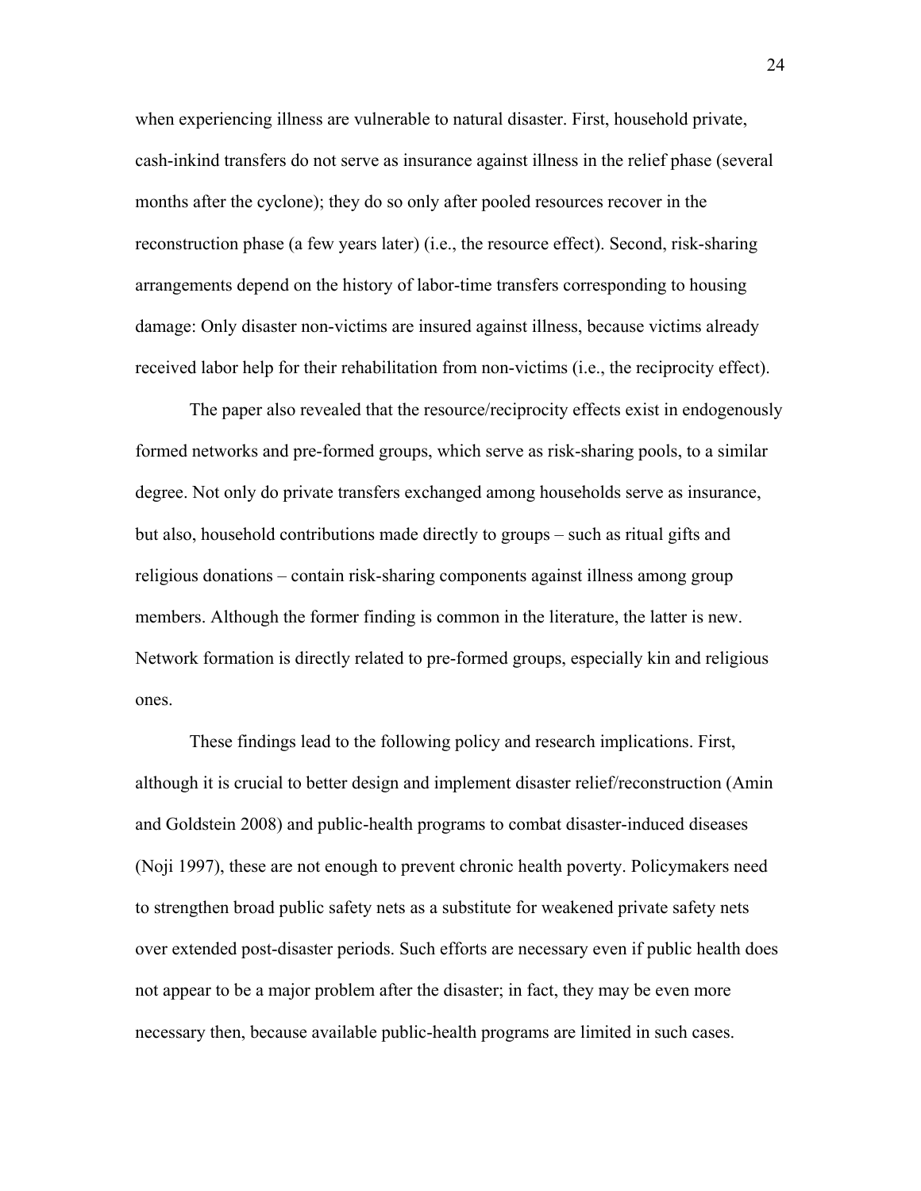when experiencing illness are vulnerable to natural disaster. First, household private, cash-inkind transfers do not serve as insurance against illness in the relief phase (several months after the cyclone); they do so only after pooled resources recover in the reconstruction phase (a few years later) (i.e., the resource effect). Second, risk-sharing arrangements depend on the history of labor-time transfers corresponding to housing damage: Only disaster non-victims are insured against illness, because victims already received labor help for their rehabilitation from non-victims (i.e., the reciprocity effect).

The paper also revealed that the resource/reciprocity effects exist in endogenously formed networks and pre-formed groups, which serve as risk-sharing pools, to a similar degree. Not only do private transfers exchanged among households serve as insurance, but also, household contributions made directly to groups – such as ritual gifts and religious donations – contain risk-sharing components against illness among group members. Although the former finding is common in the literature, the latter is new. Network formation is directly related to pre-formed groups, especially kin and religious ones.

These findings lead to the following policy and research implications. First, although it is crucial to better design and implement disaster relief/reconstruction (Amin and Goldstein 2008) and public-health programs to combat disaster-induced diseases (Noji 1997), these are not enough to prevent chronic health poverty. Policymakers need to strengthen broad public safety nets as a substitute for weakened private safety nets over extended post-disaster periods. Such efforts are necessary even if public health does not appear to be a major problem after the disaster; in fact, they may be even more necessary then, because available public-health programs are limited in such cases.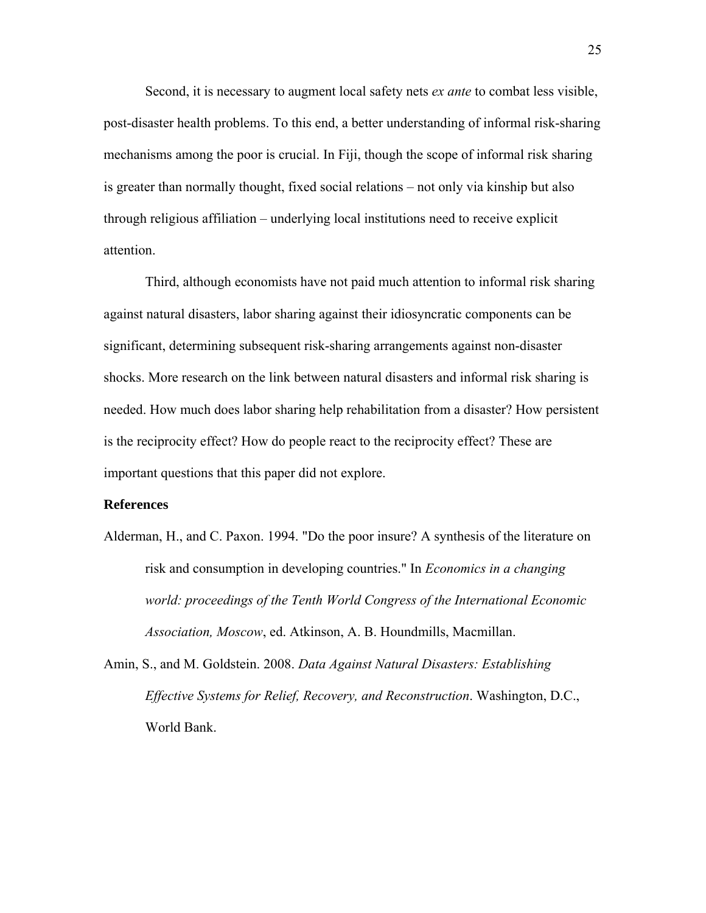Second, it is necessary to augment local safety nets *ex ante* to combat less visible, post-disaster health problems. To this end, a better understanding of informal risk-sharing mechanisms among the poor is crucial. In Fiji, though the scope of informal risk sharing is greater than normally thought, fixed social relations – not only via kinship but also through religious affiliation – underlying local institutions need to receive explicit attention.

Third, although economists have not paid much attention to informal risk sharing against natural disasters, labor sharing against their idiosyncratic components can be significant, determining subsequent risk-sharing arrangements against non-disaster shocks. More research on the link between natural disasters and informal risk sharing is needed. How much does labor sharing help rehabilitation from a disaster? How persistent is the reciprocity effect? How do people react to the reciprocity effect? These are important questions that this paper did not explore.

## References

Alderman, H., and C. Paxon. 1994. "Do the poor insure? A synthesis of the literature on risk and consumption in developing countries." In *Economics in a changing world: proceedings of the Tenth World Congress of the International Economic Association, Moscow*, ed. Atkinson, A. B. Houndmills, Macmillan.

Amin, S., and M. Goldstein. 2008. *Data Against Natural Disasters: Establishing Effective Systems for Relief, Recovery, and Reconstruction*. Washington, D.C., World Bank.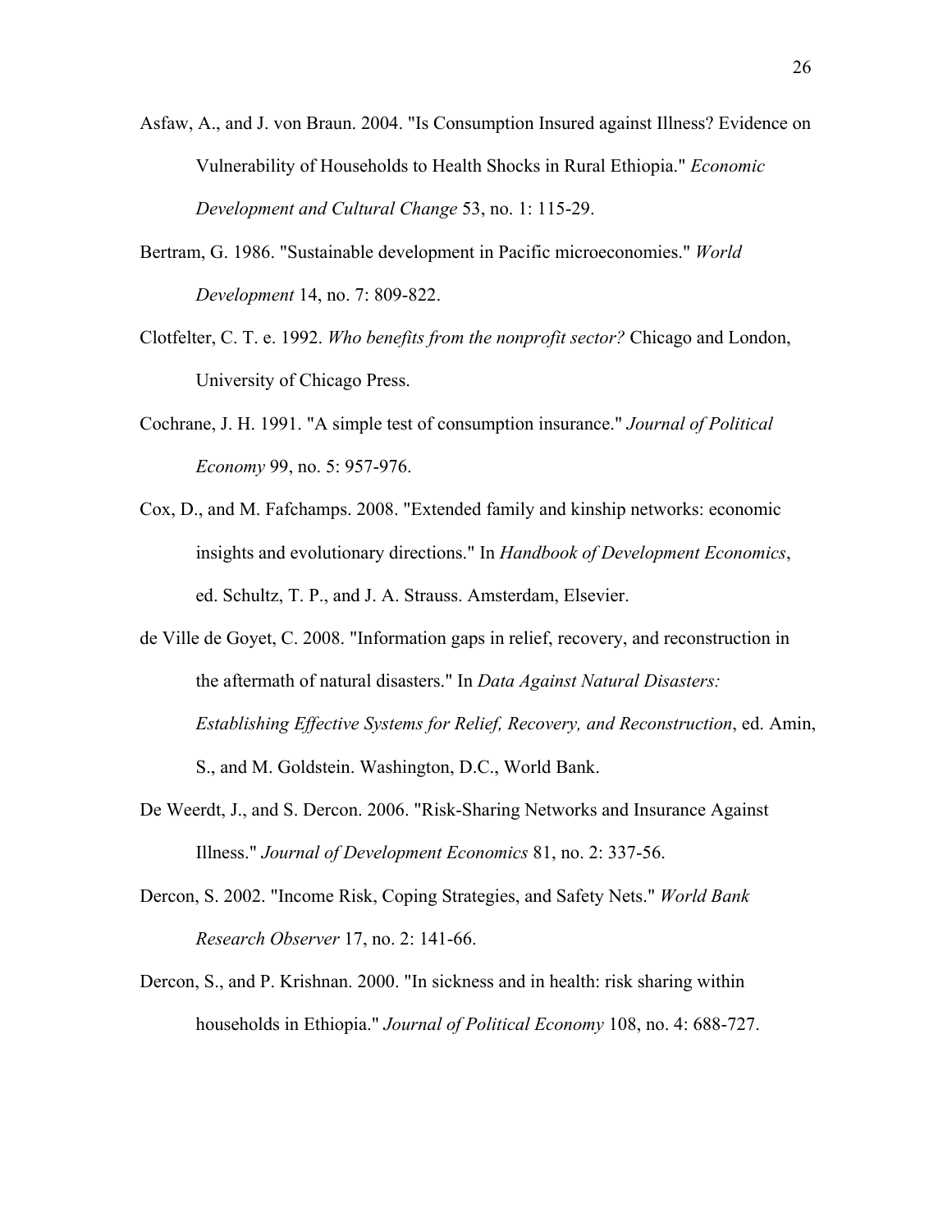Asfaw, A., and J. von Braun. 2004. "Is Consumption Insured against Illness? Evidence on Vulnerability of Households to Health Shocks in Rural Ethiopia." *Economic Development and Cultural Change* 53, no. 1: 115-29.

Bertram, G. 1986. "Sustainable development in Pacific microeconomies." *World Development* 14, no. 7: 809-822.

Clotfelter, C. T. e. 1992. *Who benefits from the nonprofit sector?* Chicago and London, University of Chicago Press.

Cochrane, J. H. 1991. "A simple test of consumption insurance." *Journal of Political Economy* 99, no. 5: 957-976.

Cox, D., and M. Fafchamps. 2008. "Extended family and kinship networks: economic insights and evolutionary directions." In *Handbook of Development Economics*, ed. Schultz, T. P., and J. A. Strauss. Amsterdam, Elsevier.

de Ville de Goyet, C. 2008. "Information gaps in relief, recovery, and reconstruction in the aftermath of natural disasters." In *Data Against Natural Disasters: Establishing Effective Systems for Relief, Recovery, and Reconstruction*, ed. Amin, S., and M. Goldstein. Washington, D.C., World Bank.

De Weerdt, J., and S. Dercon. 2006. "Risk-Sharing Networks and Insurance Against Illness." *Journal of Development Economics* 81, no. 2: 337-56.

Dercon, S. 2002. "Income Risk, Coping Strategies, and Safety Nets." *World Bank Research Observer* 17, no. 2: 141-66.

Dercon, S., and P. Krishnan. 2000. "In sickness and in health: risk sharing within households in Ethiopia." *Journal of Political Economy* 108, no. 4: 688-727.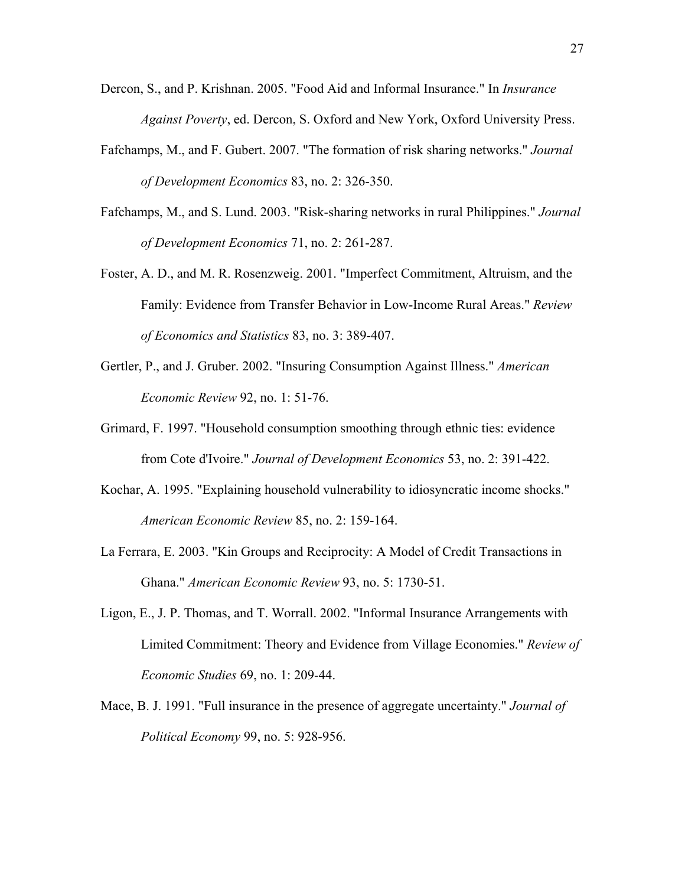Dercon, S., and P. Krishnan. 2005. "Food Aid and Informal Insurance." In *Insurance Against Poverty*, ed. Dercon, S. Oxford and New York, Oxford University Press.

Fafchamps, M., and F. Gubert. 2007. "The formation of risk sharing networks." *Journal of Development Economics* 83, no. 2: 326-350.

Fafchamps, M., and S. Lund. 2003. "Risk-sharing networks in rural Philippines." *Journal of Development Economics* 71, no. 2: 261-287.

Foster, A. D., and M. R. Rosenzweig. 2001. "Imperfect Commitment, Altruism, and the Family: Evidence from Transfer Behavior in Low-Income Rural Areas." *Review of Economics and Statistics* 83, no. 3: 389-407.

Gertler, P., and J. Gruber. 2002. "Insuring Consumption Against Illness." *American Economic Review* 92, no. 1: 51-76.

Grimard, F. 1997. "Household consumption smoothing through ethnic ties: evidence from Cote d'Ivoire." *Journal of Development Economics* 53, no. 2: 391-422.

Kochar, A. 1995. "Explaining household vulnerability to idiosyncratic income shocks." *American Economic Review* 85, no. 2: 159-164.

La Ferrara, E. 2003. "Kin Groups and Reciprocity: A Model of Credit Transactions in Ghana." *American Economic Review* 93, no. 5: 1730-51.

Ligon, E., J. P. Thomas, and T. Worrall. 2002. "Informal Insurance Arrangements with Limited Commitment: Theory and Evidence from Village Economies." *Review of Economic Studies* 69, no. 1: 209-44.

Mace, B. J. 1991. "Full insurance in the presence of aggregate uncertainty." *Journal of Political Economy* 99, no. 5: 928-956.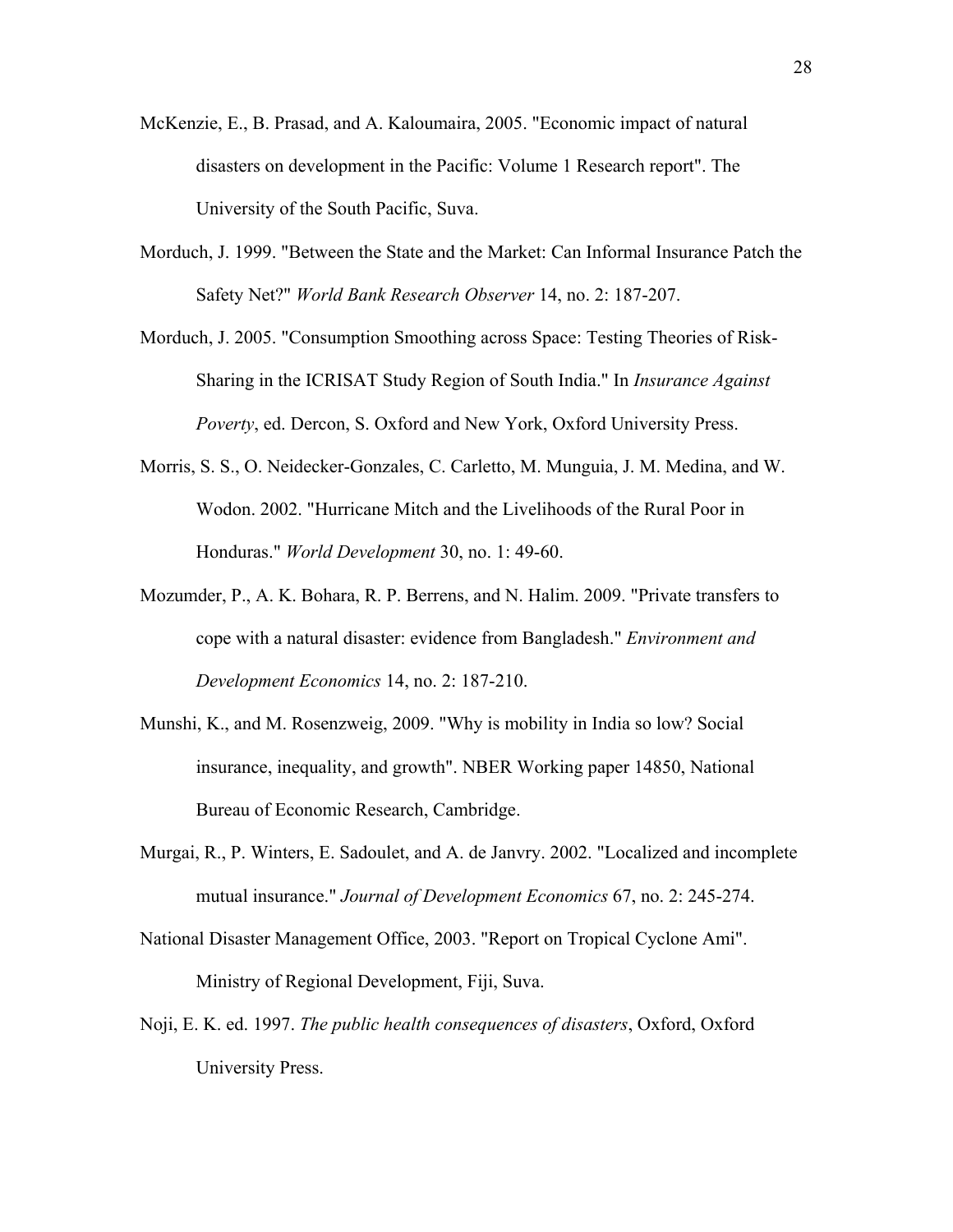McKenzie, E., B. Prasad, and A. Kaloumaira, 2005. "Economic impact of natural disasters on development in the Pacific: Volume 1 Research report". The University of the South Pacific, Suva.

Morduch, J. 1999. "Between the State and the Market: Can Informal Insurance Patch the Safety Net?" *World Bank Research Observer* 14, no. 2: 187-207.

Morduch, J. 2005. "Consumption Smoothing across Space: Testing Theories of Risk-Sharing in the ICRISAT Study Region of South India." In *Insurance Against Poverty*, ed. Dercon, S. Oxford and New York, Oxford University Press.

Morris, S. S., O. Neidecker-Gonzales, C. Carletto, M. Munguia, J. M. Medina, and W. Wodon. 2002. "Hurricane Mitch and the Livelihoods of the Rural Poor in Honduras." *World Development* 30, no. 1: 49-60.

Mozumder, P., A. K. Bohara, R. P. Berrens, and N. Halim. 2009. "Private transfers to cope with a natural disaster: evidence from Bangladesh." *Environment and Development Economics* 14, no. 2: 187-210.

Munshi, K., and M. Rosenzweig, 2009. "Why is mobility in India so low? Social insurance, inequality, and growth". NBER Working paper 14850, National Bureau of Economic Research, Cambridge.

Murgai, R., P. Winters, E. Sadoulet, and A. de Janvry. 2002. "Localized and incomplete mutual insurance." *Journal of Development Economics* 67, no. 2: 245-274.

National Disaster Management Office, 2003. "Report on Tropical Cyclone Ami". Ministry of Regional Development, Fiji, Suva.

Noji, E. K. ed. 1997. *The public health consequences of disasters*, Oxford, Oxford University Press.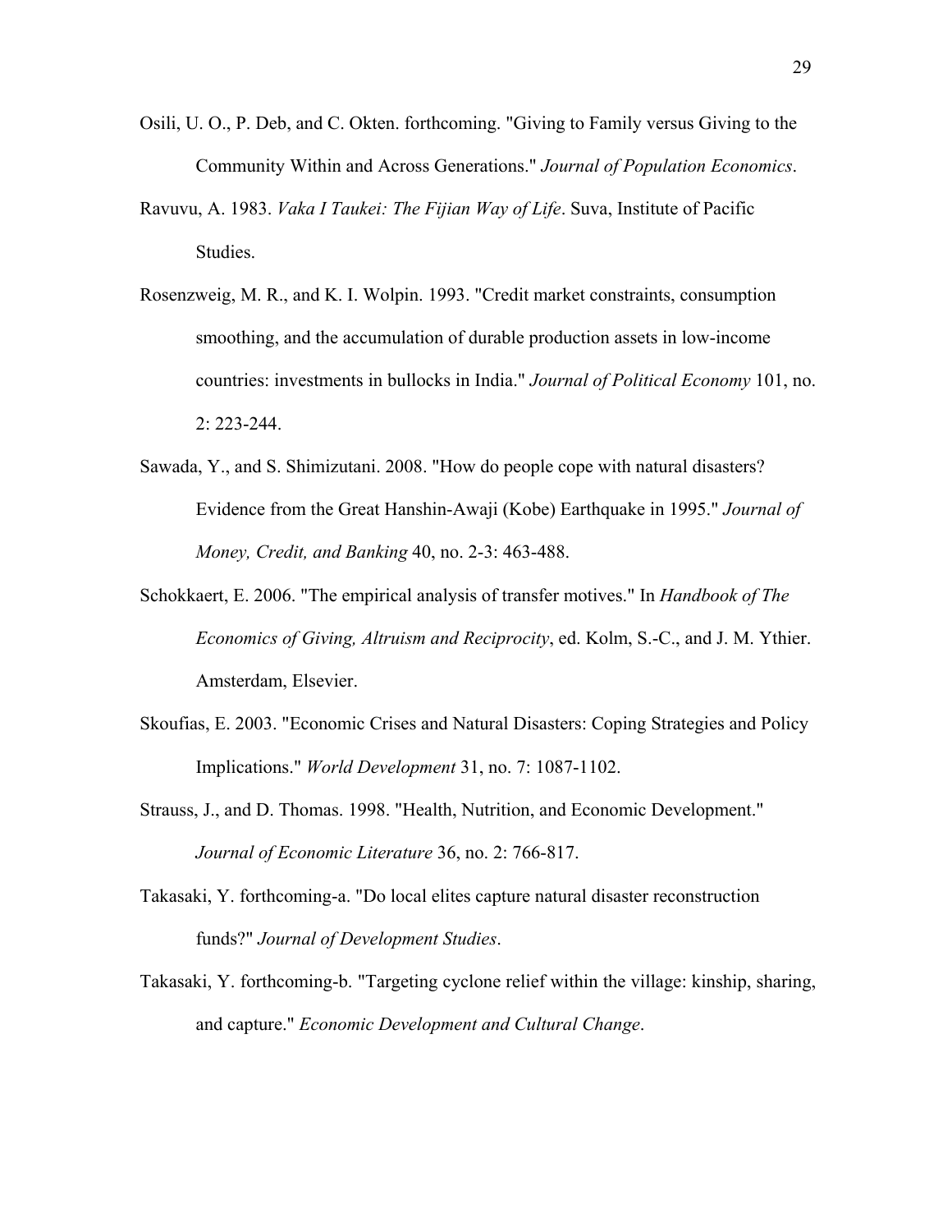Osili, U. O., P. Deb, and C. Okten. forthcoming. "Giving to Family versus Giving to the Community Within and Across Generations." *Journal of Population Economics*.

Ravuvu, A. 1983. *Vaka I Taukei: The Fijian Way of Life*. Suva, Institute of Pacific Studies.

Rosenzweig, M. R., and K. I. Wolpin. 1993. "Credit market constraints, consumption smoothing, and the accumulation of durable production assets in low-income countries: investments in bullocks in India." *Journal of Political Economy* 101, no. 2: 223-244.

Sawada, Y., and S. Shimizutani. 2008. "How do people cope with natural disasters? Evidence from the Great Hanshin-Awaji (Kobe) Earthquake in 1995." *Journal of Money, Credit, and Banking* 40, no. 2-3: 463-488.

Schokkaert, E. 2006. "The empirical analysis of transfer motives." In *Handbook of The Economics of Giving, Altruism and Reciprocity*, ed. Kolm, S.-C., and J. M. Ythier. Amsterdam, Elsevier.

Skoufias, E. 2003. "Economic Crises and Natural Disasters: Coping Strategies and Policy Implications." *World Development* 31, no. 7: 1087-1102.

Strauss, J., and D. Thomas. 1998. "Health, Nutrition, and Economic Development." *Journal of Economic Literature* 36, no. 2: 766-817.

Takasaki, Y. forthcoming-a. "Do local elites capture natural disaster reconstruction funds?" *Journal of Development Studies*.

Takasaki, Y. forthcoming-b. "Targeting cyclone relief within the village: kinship, sharing, and capture." *Economic Development and Cultural Change*.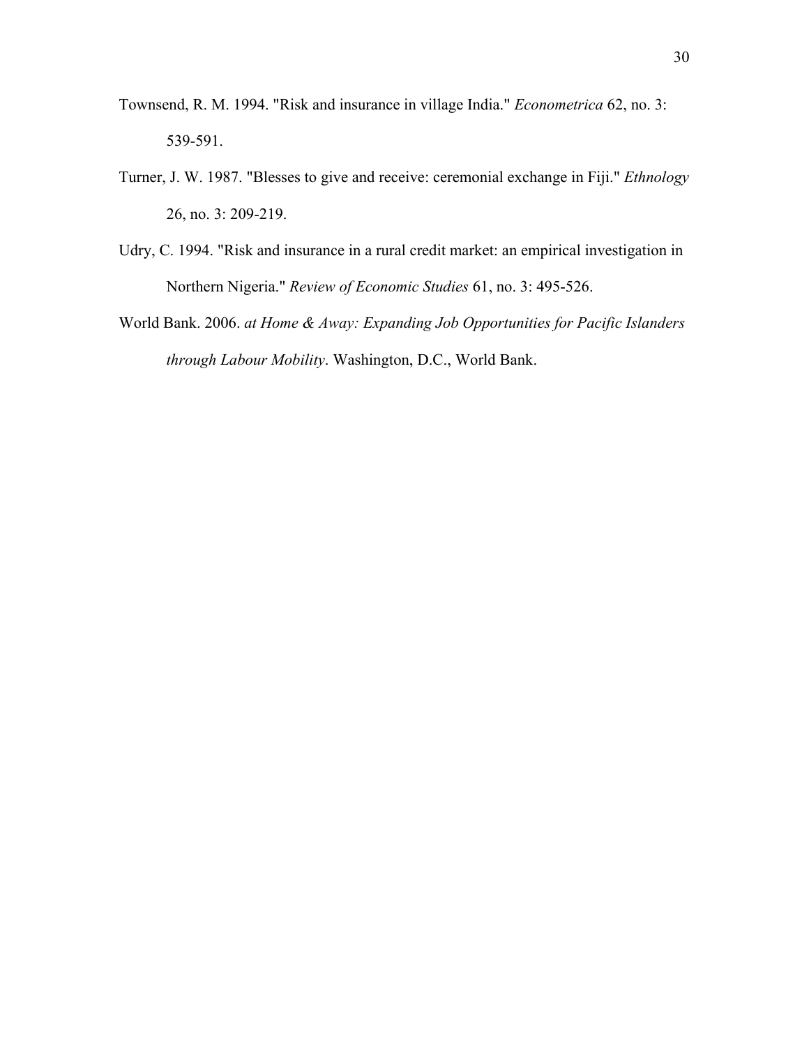Townsend, R. M. 1994. "Risk and insurance in village India." *Econometrica* 62, no. 3: 539-591.

Turner, J. W. 1987. "Blesses to give and receive: ceremonial exchange in Fiji." *Ethnology* 26, no. 3: 209-219.

Udry, C. 1994. "Risk and insurance in a rural credit market: an empirical investigation in Northern Nigeria." *Review of Economic Studies* 61, no. 3: 495-526.

World Bank. 2006. *at Home & Away: Expanding Job Opportunities for Pacific Islanders through Labour Mobility*. Washington, D.C., World Bank.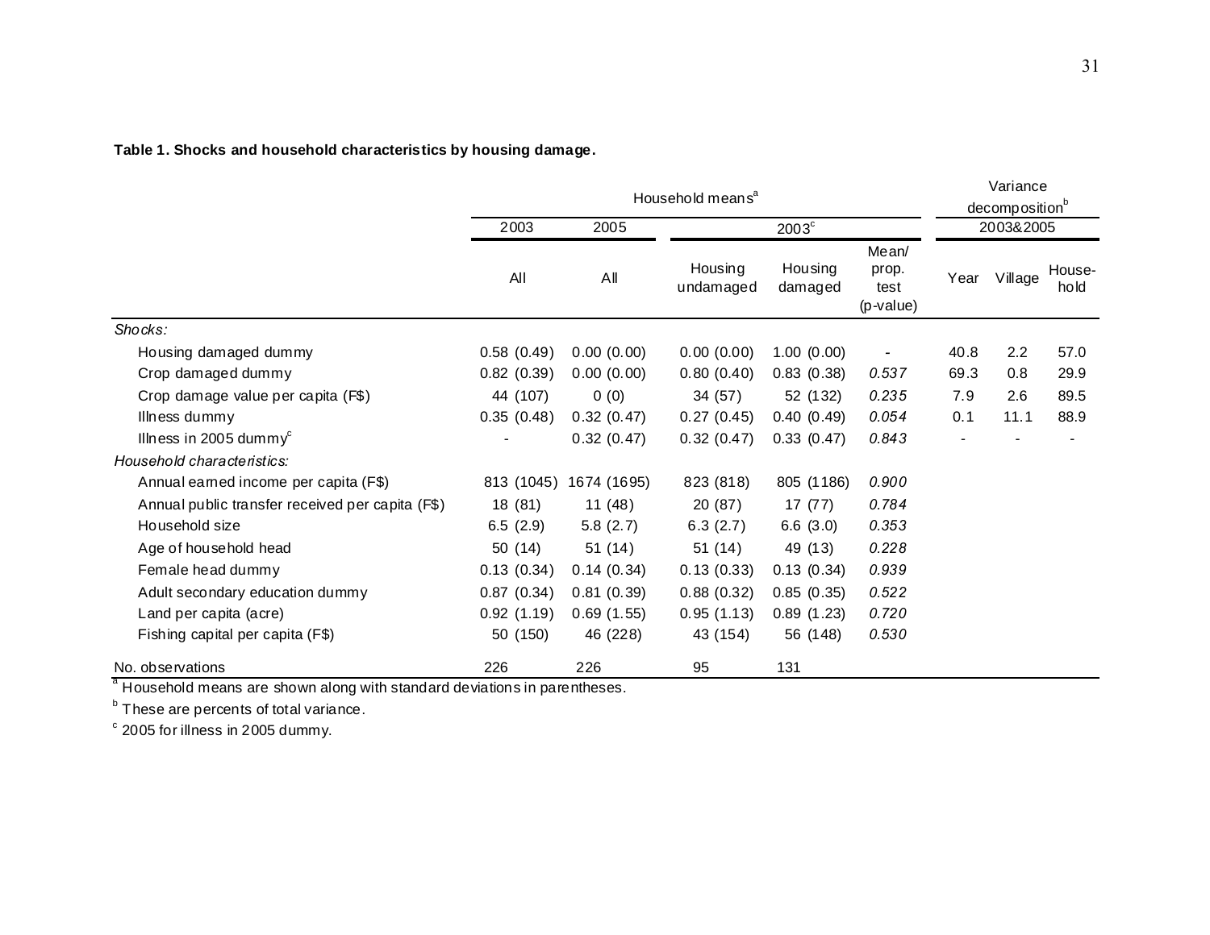**Table 1. Shocks and household characteristics by housing damage.**

| | Household means[a] | | | | | Variance decomposition[b] | | |
|---|---|---|---|---|---|---|---|---|
| | 2003 | 2005 | 2003[c] | | | 2003&2005 | | |
| | All | All | Housing undamaged | Housing damaged | Mean/ prop. test (p-value) | Year | Village | House-hold |
| *Shocks:* | | | | | | | | |
| Housing damaged dummy | 0.58 (0.49) | 0.00 (0.00) | 0.00 (0.00) | 1.00 (0.00) | - | 40.8 | 2.2 | 57.0 |
| Crop damaged dummy | 0.82 (0.39) | 0.00 (0.00) | 0.80 (0.40) | 0.83 (0.38) | *0.537* | 69.3 | 0.8 | 29.9 |
| Crop damage value per capita (F$) | 44 (107) | 0 (0) | 34 (57) | 52 (132) | *0.235* | 7.9 | 2.6 | 89.5 |
| Illness dummy | 0.35 (0.48) | 0.32 (0.47) | 0.27 (0.45) | 0.40 (0.49) | *0.054* | 0.1 | 11.1 | 88.9 |
| Illness in 2005 dummy[c] | - | 0.32 (0.47) | 0.32 (0.47) | 0.33 (0.47) | *0.843* | - | - | - |
| *Household characteristics:* | | | | | | | | |
| Annual earned income per capita (F$) | 813 (1045) | 1674 (1695) | 823 (818) | 805 (1186) | *0.900* | | | |
| Annual public transfer received per capita (F$) | 18 (81) | 11 (48) | 20 (87) | 17 (77) | *0.784* | | | |
| Household size | 6.5 (2.9) | 5.8 (2.7) | 6.3 (2.7) | 6.6 (3.0) | *0.353* | | | |
| Age of household head | 50 (14) | 51 (14) | 51 (14) | 49 (13) | *0.228* | | | |
| Female head dummy | 0.13 (0.34) | 0.14 (0.34) | 0.13 (0.33) | 0.13 (0.34) | *0.939* | | | |
| Adult secondary education dummy | 0.87 (0.34) | 0.81 (0.39) | 0.88 (0.32) | 0.85 (0.35) | *0.522* | | | |
| Land per capita (acre) | 0.92 (1.19) | 0.69 (1.55) | 0.95 (1.13) | 0.89 (1.23) | *0.720* | | | |
| Fishing capital per capita (F$) | 50 (150) | 46 (228) | 43 (154) | 56 (148) | *0.530* | | | |
| No. observations | 226 | 226 | 95 | 131 | | | | |

[a] Household means are shown along with standard deviations in parentheses.

[b] These are percents of total variance.

[c] 2005 for illness in 2005 dummy.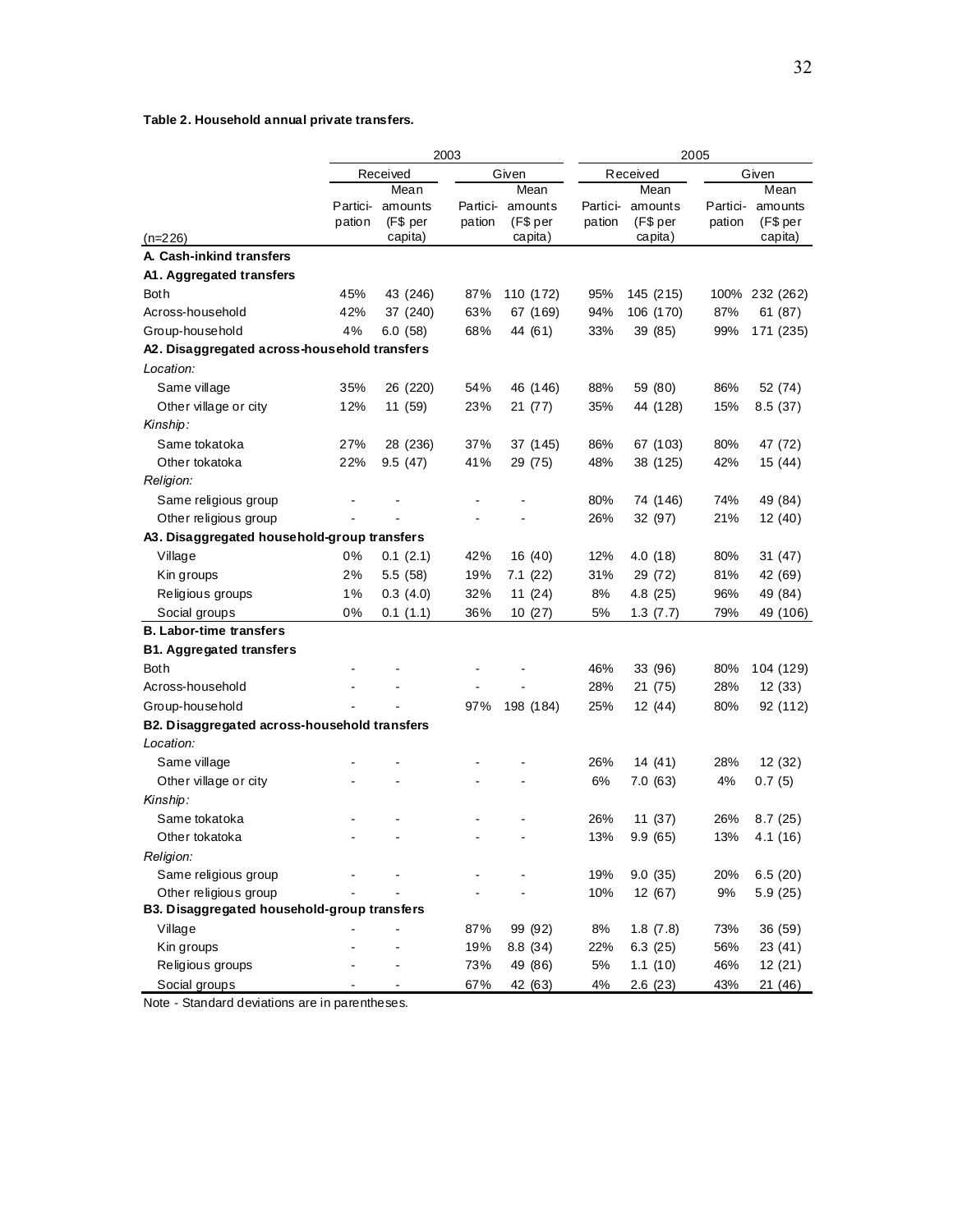**Table 2. Household annual private transfers.**

| | 2003 | | | | 2005 | | | |
|---|---|---|---|---|---|---|---|---|
| | Received | | Given | | Received | | Given | |
| (n=226) | Partici-pation | Mean amounts (F$ per capita) | Partici-pation | Mean amounts (F$ per capita) | Partici-pation | Mean amounts (F$ per capita) | Partici-pation | Mean amounts (F$ per capita) |
| **A. Cash-inkind transfers** | | | | | | | | |
| **A1. Aggregated transfers** | | | | | | | | |
| Both | 45% | 43 (246) | 87% | 110 (172) | 95% | 145 (215) | 100% | 232 (262) |
| Across-household | 42% | 37 (240) | 63% | 67 (169) | 94% | 106 (170) | 87% | 61 (87) |
| Group-household | 4% | 6.0 (58) | 68% | 44 (61) | 33% | 39 (85) | 99% | 171 (235) |
| **A2. Disaggregated across-household transfers** | | | | | | | | |
| *Location:* | | | | | | | | |
| Same village | 35% | 26 (220) | 54% | 46 (146) | 88% | 59 (80) | 86% | 52 (74) |
| Other village or city | 12% | 11 (59) | 23% | 21 (77) | 35% | 44 (128) | 15% | 8.5 (37) |
| *Kinship:* | | | | | | | | |
| Same tokatoka | 27% | 28 (236) | 37% | 37 (145) | 86% | 67 (103) | 80% | 47 (72) |
| Other tokatoka | 22% | 9.5 (47) | 41% | 29 (75) | 48% | 38 (125) | 42% | 15 (44) |
| *Religion:* | | | | | | | | |
| Same religious group | - | - | - | - | 80% | 74 (146) | 74% | 49 (84) |
| Other religious group | - | - | - | - | 26% | 32 (97) | 21% | 12 (40) |
| **A3. Disaggregated household-group transfers** | | | | | | | | |
| Village | 0% | 0.1 (2.1) | 42% | 16 (40) | 12% | 4.0 (18) | 80% | 31 (47) |
| Kin groups | 2% | 5.5 (58) | 19% | 7.1 (22) | 31% | 29 (72) | 81% | 42 (69) |
| Religious groups | 1% | 0.3 (4.0) | 32% | 11 (24) | 8% | 4.8 (25) | 96% | 49 (84) |
| Social groups | 0% | 0.1 (1.1) | 36% | 10 (27) | 5% | 1.3 (7.7) | 79% | 49 (106) |
| **B. Labor-time transfers** | | | | | | | | |
| **B1. Aggregated transfers** | | | | | | | | |
| Both | - | - | - | - | 46% | 33 (96) | 80% | 104 (129) |
| Across-household | - | - | - | - | 28% | 21 (75) | 28% | 12 (33) |
| Group-household | - | - | 97% | 198 (184) | 25% | 12 (44) | 80% | 92 (112) |
| **B2. Disaggregated across-household transfers** | | | | | | | | |
| *Location:* | | | | | | | | |
| Same village | - | - | - | - | 26% | 14 (41) | 28% | 12 (32) |
| Other village or city | - | - | - | - | 6% | 7.0 (63) | 4% | 0.7 (5) |
| *Kinship:* | | | | | | | | |
| Same tokatoka | - | - | - | - | 26% | 11 (37) | 26% | 8.7 (25) |
| Other tokatoka | - | - | - | - | 13% | 9.9 (65) | 13% | 4.1 (16) |
| *Religion:* | | | | | | | | |
| Same religious group | - | - | - | - | 19% | 9.0 (35) | 20% | 6.5 (20) |
| Other religious group | - | - | - | - | 10% | 12 (67) | 9% | 5.9 (25) |
| **B3. Disaggregated household-group transfers** | | | | | | | | |
| Village | - | - | 87% | 99 (92) | 8% | 1.8 (7.8) | 73% | 36 (59) |
| Kin groups | - | - | 19% | 8.8 (34) | 22% | 6.3 (25) | 56% | 23 (41) |
| Religious groups | - | - | 73% | 49 (86) | 5% | 1.1 (10) | 46% | 12 (21) |
| Social groups | - | - | 67% | 42 (63) | 4% | 2.6 (23) | 43% | 21 (46) |

Note - Standard deviations are in parentheses.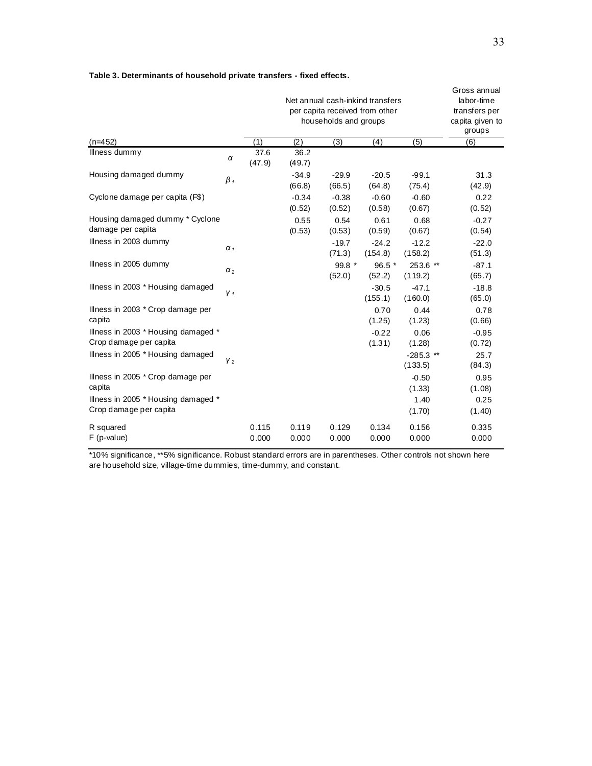**Table 3. Determinants of household private transfers - fixed effects.**

| | | Net annual cash-inkind transfers per capita received from other households and groups | | | | | Gross annual labor-time transfers per capita given to groups |
|---|---|---|---|---|---|---|---|
| (n=452) | | (1) | (2) | (3) | (4) | (5) | (6) |
| Illness dummy | $\alpha$ | 37.6 | 36.2 | | | | |
| | | (47.9) | (49.7) | | | | |
| Housing damaged dummy | $\beta_1$ | | -34.9 | -29.9 | -20.5 | -99.1 | 31.3 |
| | | | (66.8) | (66.5) | (64.8) | (75.4) | (42.9) |
| Cyclone damage per capita (F$) | | | -0.34 | -0.38 | -0.60 | -0.60 | 0.22 |
| | | | (0.52) | (0.52) | (0.58) | (0.67) | (0.52) |
| Housing damaged dummy * Cyclone damage per capita | | | 0.55 | 0.54 | 0.61 | 0.68 | -0.27 |
| | | | (0.53) | (0.53) | (0.59) | (0.67) | (0.54) |
| Illness in 2003 dummy | $\alpha_1$ | | | -19.7 | -24.2 | -12.2 | -22.0 |
| | | | | (71.3) | (154.8) | (158.2) | (51.3) |
| Illness in 2005 dummy | $\alpha_2$ | | | 99.8 * | 96.5 * | 253.6 ** | -87.1 |
| | | | | (52.0) | (52.2) | (119.2) | (65.7) |
| Illness in 2003 * Housing damaged | $\gamma_1$ | | | | -30.5 | -47.1 | -18.8 |
| | | | | | (155.1) | (160.0) | (65.0) |
| Illness in 2003 * Crop damage per capita | | | | | 0.70 | 0.44 | 0.78 |
| | | | | | (1.25) | (1.23) | (0.66) |
| Illness in 2003 * Housing damaged * Crop damage per capita | | | | | -0.22 | 0.06 | -0.95 |
| | | | | | (1.31) | (1.28) | (0.72) |
| Illness in 2005 * Housing damaged | $\gamma_2$ | | | | | -285.3 ** | 25.7 |
| | | | | | | (133.5) | (84.3) |
| Illness in 2005 * Crop damage per capita | | | | | | -0.50 | 0.95 |
| | | | | | | (1.33) | (1.08) |
| Illness in 2005 * Housing damaged * Crop damage per capita | | | | | | 1.40 | 0.25 |
| | | | | | | (1.70) | (1.40) |
| R squared | | 0.115 | 0.119 | 0.129 | 0.134 | 0.156 | 0.335 |
| F (p-value) | | 0.000 | 0.000 | 0.000 | 0.000 | 0.000 | 0.000 |

*10% significance, **5% significance. Robust standard errors are in parentheses. Other controls not shown here are household size, village-time dummies, time-dummy, and constant.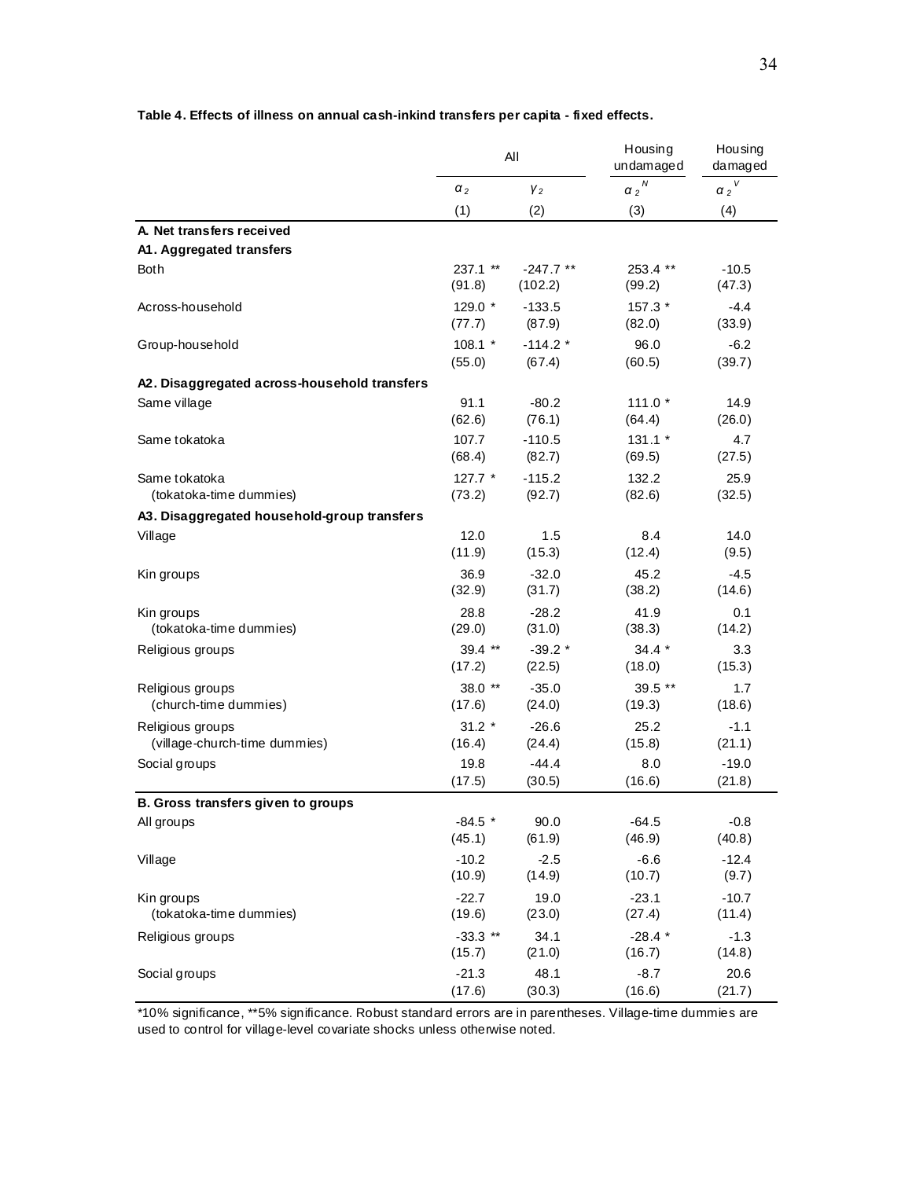**Table 4. Effects of illness on annual cash-inkind transfers per capita - fixed effects.**

| | All | | Housing undamaged | Housing damaged |
|---|---|---|---|---|
| | $\alpha_2$ | $\gamma_2$ | $\alpha_2^N$ | $\alpha_2^V$ |
| | (1) | (2) | (3) | (4) |
| **A. Net transfers received** | | | | |
| **A1. Aggregated transfers** | | | | |
| Both | 237.1 ** | -247.7 ** | 253.4 ** | -10.5 |
| | (91.8) | (102.2) | (99.2) | (47.3) |
| Across-household | 129.0 * | -133.5 | 157.3 * | -4.4 |
| | (77.7) | (87.9) | (82.0) | (33.9) |
| Group-household | 108.1 * | -114.2 * | 96.0 | -6.2 |
| | (55.0) | (67.4) | (60.5) | (39.7) |
| **A2. Disaggregated across-household transfers** | | | | |
| Same village | 91.1 | -80.2 | 111.0 * | 14.9 |
| | (62.6) | (76.1) | (64.4) | (26.0) |
| Same tokatoka | 107.7 | -110.5 | 131.1 * | 4.7 |
| | (68.4) | (82.7) | (69.5) | (27.5) |
| Same tokatoka (tokatoka-time dummies) | 127.7 * | -115.2 | 132.2 | 25.9 |
| | (73.2) | (92.7) | (82.6) | (32.5) |
| **A3. Disaggregated household-group transfers** | | | | |
| Village | 12.0 | 1.5 | 8.4 | 14.0 |
| | (11.9) | (15.3) | (12.4) | (9.5) |
| Kin groups | 36.9 | -32.0 | 45.2 | -4.5 |
| | (32.9) | (31.7) | (38.2) | (14.6) |
| Kin groups (tokatoka-time dummies) | 28.8 | -28.2 | 41.9 | 0.1 |
| | (29.0) | (31.0) | (38.3) | (14.2) |
| Religious groups | 39.4 ** | -39.2 * | 34.4 * | 3.3 |
| | (17.2) | (22.5) | (18.0) | (15.3) |
| Religious groups (church-time dummies) | 38.0 ** | -35.0 | 39.5 ** | 1.7 |
| | (17.6) | (24.0) | (19.3) | (18.6) |
| Religious groups (village-church-time dummies) | 31.2 * | -26.6 | 25.2 | -1.1 |
| | (16.4) | (24.4) | (15.8) | (21.1) |
| Social groups | 19.8 | -44.4 | 8.0 | -19.0 |
| | (17.5) | (30.5) | (16.6) | (21.8) |
| **B. Gross transfers given to groups** | | | | |
| All groups | -84.5 * | 90.0 | -64.5 | -0.8 |
| | (45.1) | (61.9) | (46.9) | (40.8) |
| Village | -10.2 | -2.5 | -6.6 | -12.4 |
| | (10.9) | (14.9) | (10.7) | (9.7) |
| Kin groups (tokatoka-time dummies) | -22.7 | 19.0 | -23.1 | -10.7 |
| | (19.6) | (23.0) | (27.4) | (11.4) |
| Religious groups | -33.3 ** | 34.1 | -28.4 * | -1.3 |
| | (15.7) | (21.0) | (16.7) | (14.8) |
| Social groups | -21.3 | 48.1 | -8.7 | 20.6 |
| | (17.6) | (30.3) | (16.6) | (21.7) |

*10% significance, **5% significance. Robust standard errors are in parentheses. Village-time dummies are used to control for village-level covariate shocks unless otherwise noted.